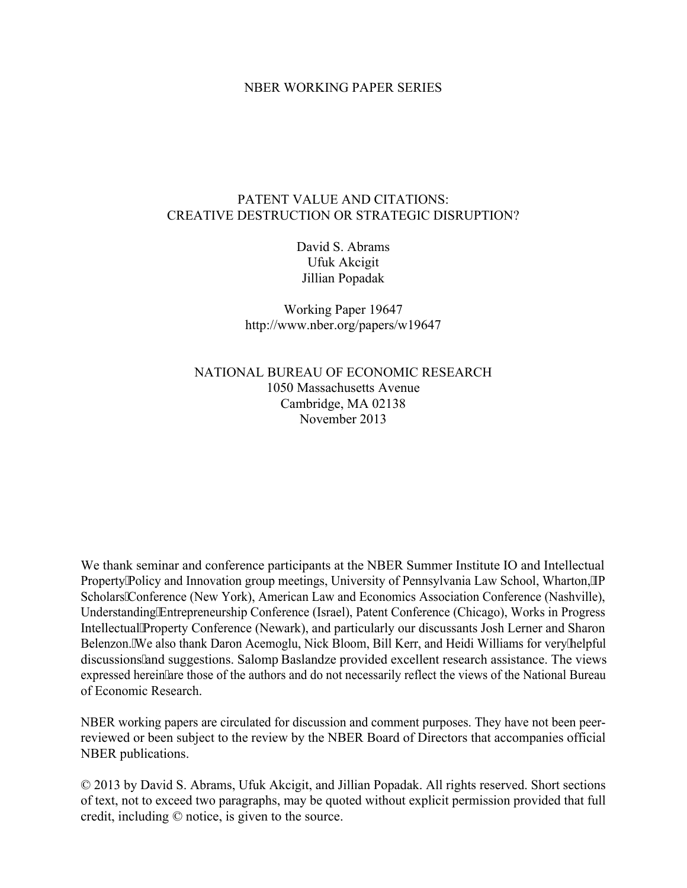NBER WORKING PAPER SERIES

# PATENT VALUE AND CITATIONS: CREATIVE DESTRUCTION OR STRATEGIC DISRUPTION?

David S. Abrams
Ufuk Akcigit
Jillian Popadak

Working Paper 19647
http://www.nber.org/papers/w19647

NATIONAL BUREAU OF ECONOMIC RESEARCH
1050 Massachusetts Avenue
Cambridge, MA 02138
November 2013

We thank seminar and conference participants at the NBER Summer Institute IO and Intellectual Property Policy and Innovation group meetings, University of Pennsylvania Law School, Wharton, IP Scholars Conference (New York), American Law and Economics Association Conference (Nashville), Understanding Entrepreneurship Conference (Israel), Patent Conference (Chicago), Works in Progress Intellectual Property Conference (Newark), and particularly our discussants Josh Lerner and Sharon Belenzon. We also thank Daron Acemoglu, Nick Bloom, Bill Kerr, and Heidi Williams for very helpful discussions and suggestions. Salomp Baslandze provided excellent research assistance. The views expressed herein are those of the authors and do not necessarily reflect the views of the National Bureau of Economic Research.

NBER working papers are circulated for discussion and comment purposes. They have not been peer-reviewed or been subject to the review by the NBER Board of Directors that accompanies official NBER publications.

© 2013 by David S. Abrams, Ufuk Akcigit, and Jillian Popadak. All rights reserved. Short sections of text, not to exceed two paragraphs, may be quoted without explicit permission provided that full credit, including © notice, is given to the source.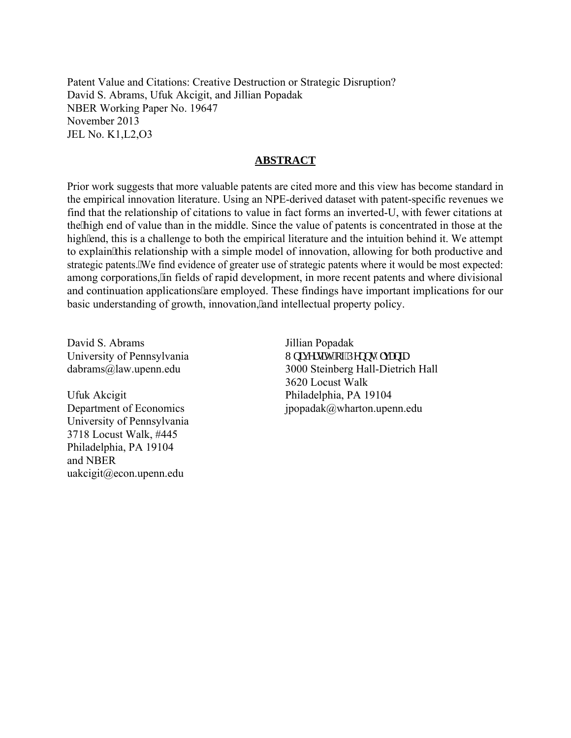Patent Value and Citations: Creative Destruction or Strategic Disruption?
David S. Abrams, Ufuk Akcigit, and Jillian Popadak
NBER Working Paper No. 19647
November 2013
JEL No. K1,L2,O3

## ABSTRACT

Prior work suggests that more valuable patents are cited more and this view has become standard in the empirical innovation literature. Using an NPE-derived dataset with patent-specific revenues we find that the relationship of citations to value in fact forms an inverted-U, with fewer citations at the high end of value than in the middle. Since the value of patents is concentrated in those at the high end, this is a challenge to both the empirical literature and the intuition behind it. We attempt to explain this relationship with a simple model of innovation, allowing for both productive and strategic patents. We find evidence of greater use of strategic patents where it would be most expected: among corporations, in fields of rapid development, in more recent patents and where divisional and continuation applications are employed. These findings have important implications for our basic understanding of growth, innovation, and intellectual property policy.

David S. Abrams
University of Pennsylvania
dabrams@law.upenn.edu

Ufuk Akcigit
Department of Economics
University of Pennsylvania
3718 Locust Walk, #445
Philadelphia, PA 19104
and NBER
uakcigit@econ.upenn.edu

Jillian Popadak
University of Pennsylvania
3000 Steinberg Hall-Dietrich Hall
3620 Locust Walk
Philadelphia, PA 19104
jpopadak@wharton.upenn.edu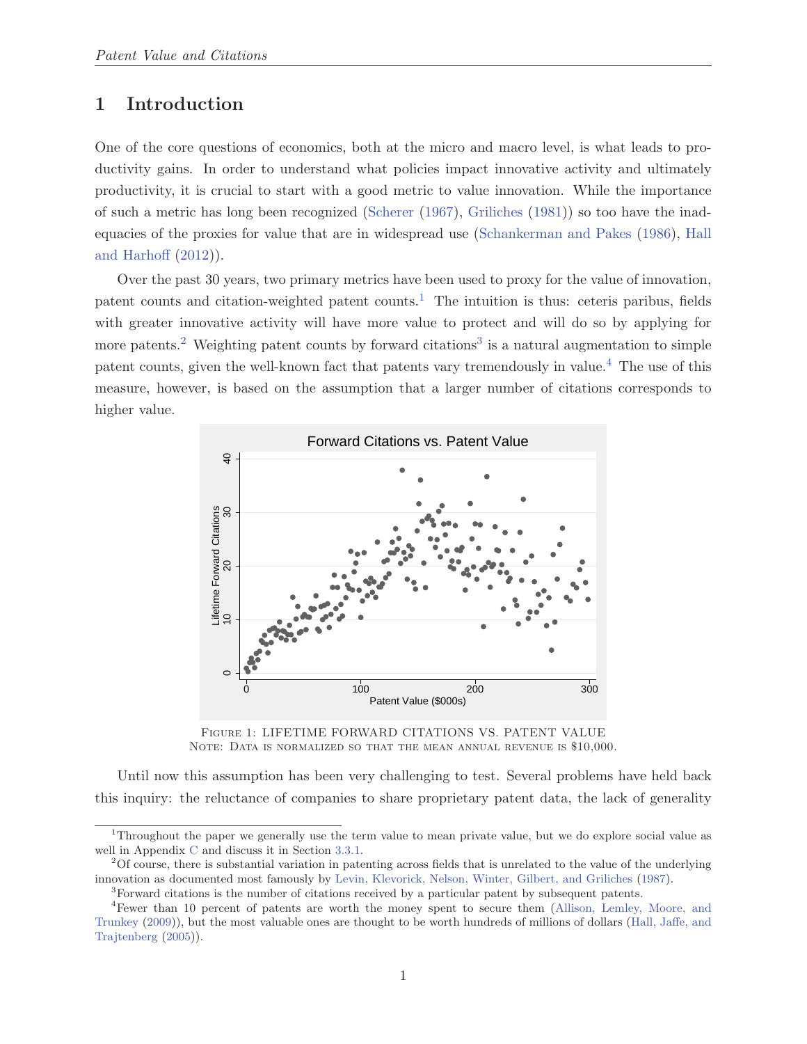# 1 Introduction

One of the core questions of economics, both at the micro and macro level, is what leads to productivity gains. In order to understand what policies impact innovative activity and ultimately productivity, it is crucial to start with a good metric to value innovation. While the importance of such a metric has long been recognized (Scherer (1967), Griliches (1981)) so too have the inadequacies of the proxies for value that are in widespread use (Schankerman and Pakes (1986), Hall and Harhoff (2012)).

Over the past 30 years, two primary metrics have been used to proxy for the value of innovation, patent counts and citation-weighted patent counts.[1] The intuition is thus: ceteris paribus, fields with greater innovative activity will have more value to protect and will do so by applying for more patents.[2] Weighting patent counts by forward citations[3] is a natural augmentation to simple patent counts, given the well-known fact that patents vary tremendously in value.[4] The use of this measure, however, is based on the assumption that a larger number of citations corresponds to higher value.

Figure 1: Lifetime Forward Citations vs. Patent Value
Note: Data is normalized so that the mean annual revenue is $10,000.

Until now this assumption has been very challenging to test. Several problems have held back this inquiry: the reluctance of companies to share proprietary patent data, the lack of generality

---

[1] Throughout the paper we generally use the term value to mean private value, but we do explore social value as well in Appendix C and discuss it in Section 3.3.1.

[2] Of course, there is substantial variation in patenting across fields that is unrelated to the value of the underlying innovation as documented most famously by Levin, Klevorick, Nelson, Winter, Gilbert, and Griliches (1987).

[3] Forward citations is the number of citations received by a particular patent by subsequent patents.

[4] Fewer than 10 percent of patents are worth the money spent to secure them (Allison, Lemley, Moore, and Trunkey (2009)), but the most valuable ones are thought to be worth hundreds of millions of dollars (Hall, Jaffe, and Trajtenberg (2005)).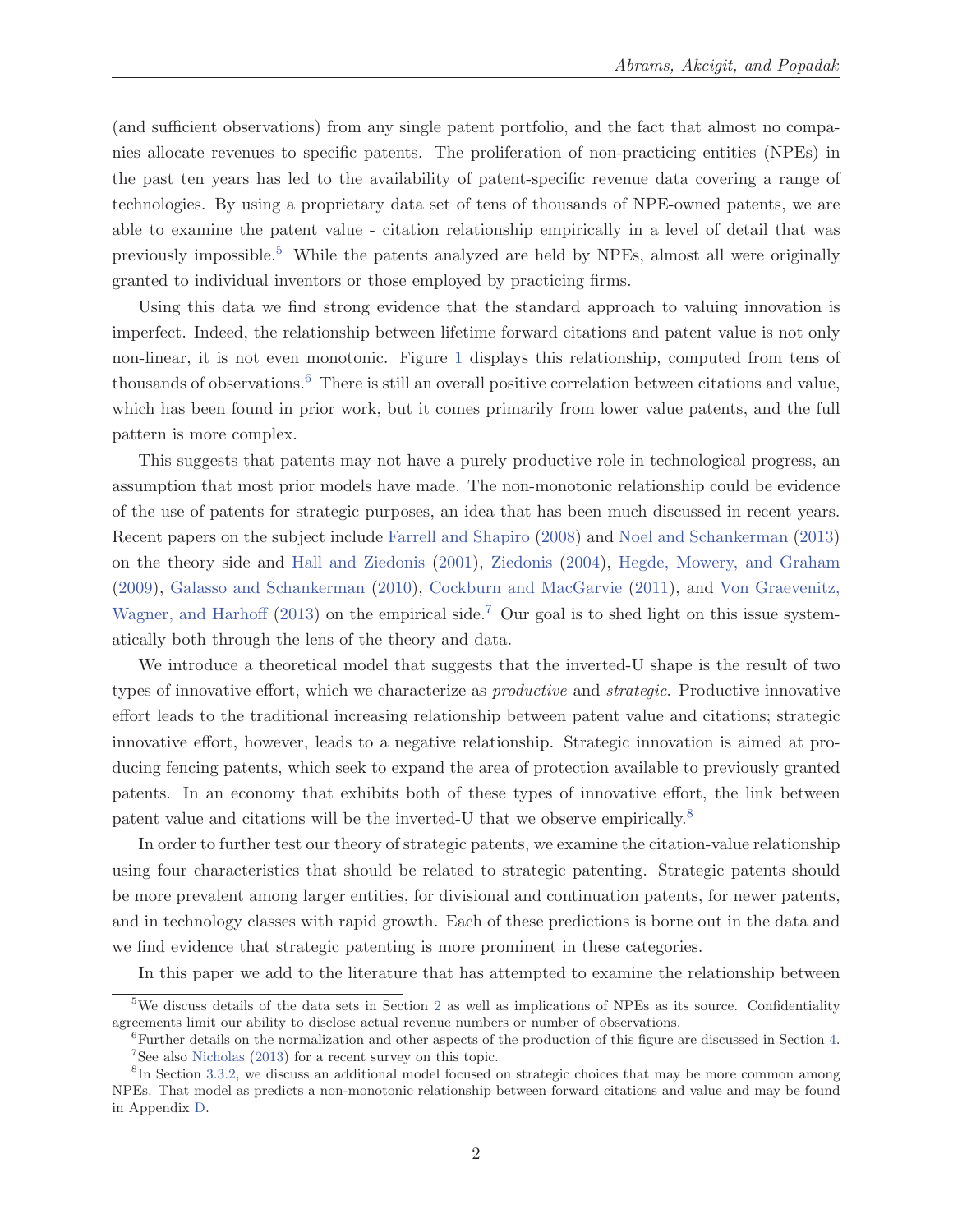(and sufficient observations) from any single patent portfolio, and the fact that almost no companies allocate revenues to specific patents. The proliferation of non-practicing entities (NPEs) in the past ten years has led to the availability of patent-specific revenue data covering a range of technologies. By using a proprietary data set of tens of thousands of NPE-owned patents, we are able to examine the patent value - citation relationship empirically in a level of detail that was previously impossible.[5] While the patents analyzed are held by NPEs, almost all were originally granted to individual inventors or those employed by practicing firms.

Using this data we find strong evidence that the standard approach to valuing innovation is imperfect. Indeed, the relationship between lifetime forward citations and patent value is not only non-linear, it is not even monotonic. Figure 1 displays this relationship, computed from tens of thousands of observations.[6] There is still an overall positive correlation between citations and value, which has been found in prior work, but it comes primarily from lower value patents, and the full pattern is more complex.

This suggests that patents may not have a purely productive role in technological progress, an assumption that most prior models have made. The non-monotonic relationship could be evidence of the use of patents for strategic purposes, an idea that has been much discussed in recent years. Recent papers on the subject include Farrell and Shapiro (2008) and Noel and Schankerman (2013) on the theory side and Hall and Ziedonis (2001), Ziedonis (2004), Hegde, Mowery, and Graham (2009), Galasso and Schankerman (2010), Cockburn and MacGarvie (2011), and Von Graevenitz, Wagner, and Harhoff (2013) on the empirical side.[7] Our goal is to shed light on this issue systematically both through the lens of the theory and data.

We introduce a theoretical model that suggests that the inverted-U shape is the result of two types of innovative effort, which we characterize as *productive* and *strategic*. Productive innovative effort leads to the traditional increasing relationship between patent value and citations; strategic innovative effort, however, leads to a negative relationship. Strategic innovation is aimed at producing fencing patents, which seek to expand the area of protection available to previously granted patents. In an economy that exhibits both of these types of innovative effort, the link between patent value and citations will be the inverted-U that we observe empirically.[8]

In order to further test our theory of strategic patents, we examine the citation-value relationship using four characteristics that should be related to strategic patenting. Strategic patents should be more prevalent among larger entities, for divisional and continuation patents, for newer patents, and in technology classes with rapid growth. Each of these predictions is borne out in the data and we find evidence that strategic patenting is more prominent in these categories.

In this paper we add to the literature that has attempted to examine the relationship between

---

[5] We discuss details of the data sets in Section 2 as well as implications of NPEs as its source. Confidentiality agreements limit our ability to disclose actual revenue numbers or number of observations.

[6] Further details on the normalization and other aspects of the production of this figure are discussed in Section 4.

[7] See also Nicholas (2013) for a recent survey on this topic.

[8] In Section 3.3.2, we discuss an additional model focused on strategic choices that may be more common among NPEs. That model as predicts a non-monotonic relationship between forward citations and value and may be found in Appendix D.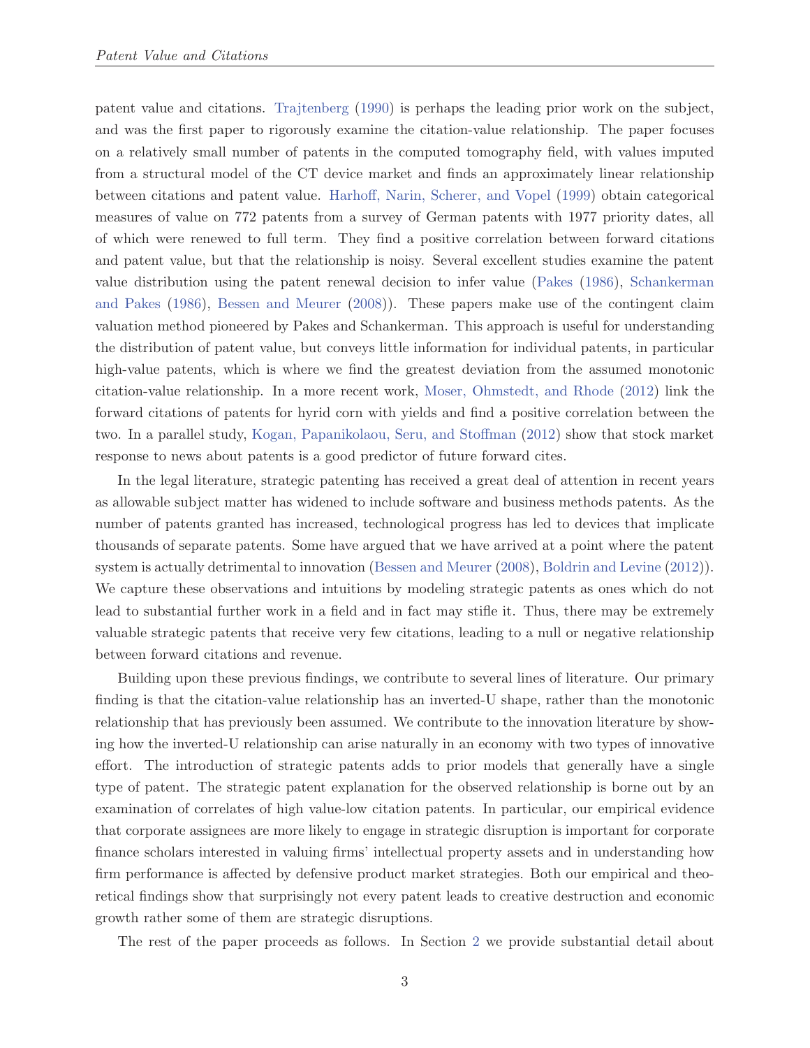patent value and citations. Trajtenberg (1990) is perhaps the leading prior work on the subject, and was the first paper to rigorously examine the citation-value relationship. The paper focuses on a relatively small number of patents in the computed tomography field, with values imputed from a structural model of the CT device market and finds an approximately linear relationship between citations and patent value. Harhoff, Narin, Scherer, and Vopel (1999) obtain categorical measures of value on 772 patents from a survey of German patents with 1977 priority dates, all of which were renewed to full term. They find a positive correlation between forward citations and patent value, but that the relationship is noisy. Several excellent studies examine the patent value distribution using the patent renewal decision to infer value (Pakes (1986), Schankerman and Pakes (1986), Bessen and Meurer (2008)). These papers make use of the contingent claim valuation method pioneered by Pakes and Schankerman. This approach is useful for understanding the distribution of patent value, but conveys little information for individual patents, in particular high-value patents, which is where we find the greatest deviation from the assumed monotonic citation-value relationship. In a more recent work, Moser, Ohmstedt, and Rhode (2012) link the forward citations of patents for hyrid corn with yields and find a positive correlation between the two. In a parallel study, Kogan, Papanikolaou, Seru, and Stoffman (2012) show that stock market response to news about patents is a good predictor of future forward cites.

In the legal literature, strategic patenting has received a great deal of attention in recent years as allowable subject matter has widened to include software and business methods patents. As the number of patents granted has increased, technological progress has led to devices that implicate thousands of separate patents. Some have argued that we have arrived at a point where the patent system is actually detrimental to innovation (Bessen and Meurer (2008), Boldrin and Levine (2012)). We capture these observations and intuitions by modeling strategic patents as ones which do not lead to substantial further work in a field and in fact may stifle it. Thus, there may be extremely valuable strategic patents that receive very few citations, leading to a null or negative relationship between forward citations and revenue.

Building upon these previous findings, we contribute to several lines of literature. Our primary finding is that the citation-value relationship has an inverted-U shape, rather than the monotonic relationship that has previously been assumed. We contribute to the innovation literature by showing how the inverted-U relationship can arise naturally in an economy with two types of innovative effort. The introduction of strategic patents adds to prior models that generally have a single type of patent. The strategic patent explanation for the observed relationship is borne out by an examination of correlates of high value-low citation patents. In particular, our empirical evidence that corporate assignees are more likely to engage in strategic disruption is important for corporate finance scholars interested in valuing firms' intellectual property assets and in understanding how firm performance is affected by defensive product market strategies. Both our empirical and theoretical findings show that surprisingly not every patent leads to creative destruction and economic growth rather some of them are strategic disruptions.

The rest of the paper proceeds as follows. In Section 2 we provide substantial detail about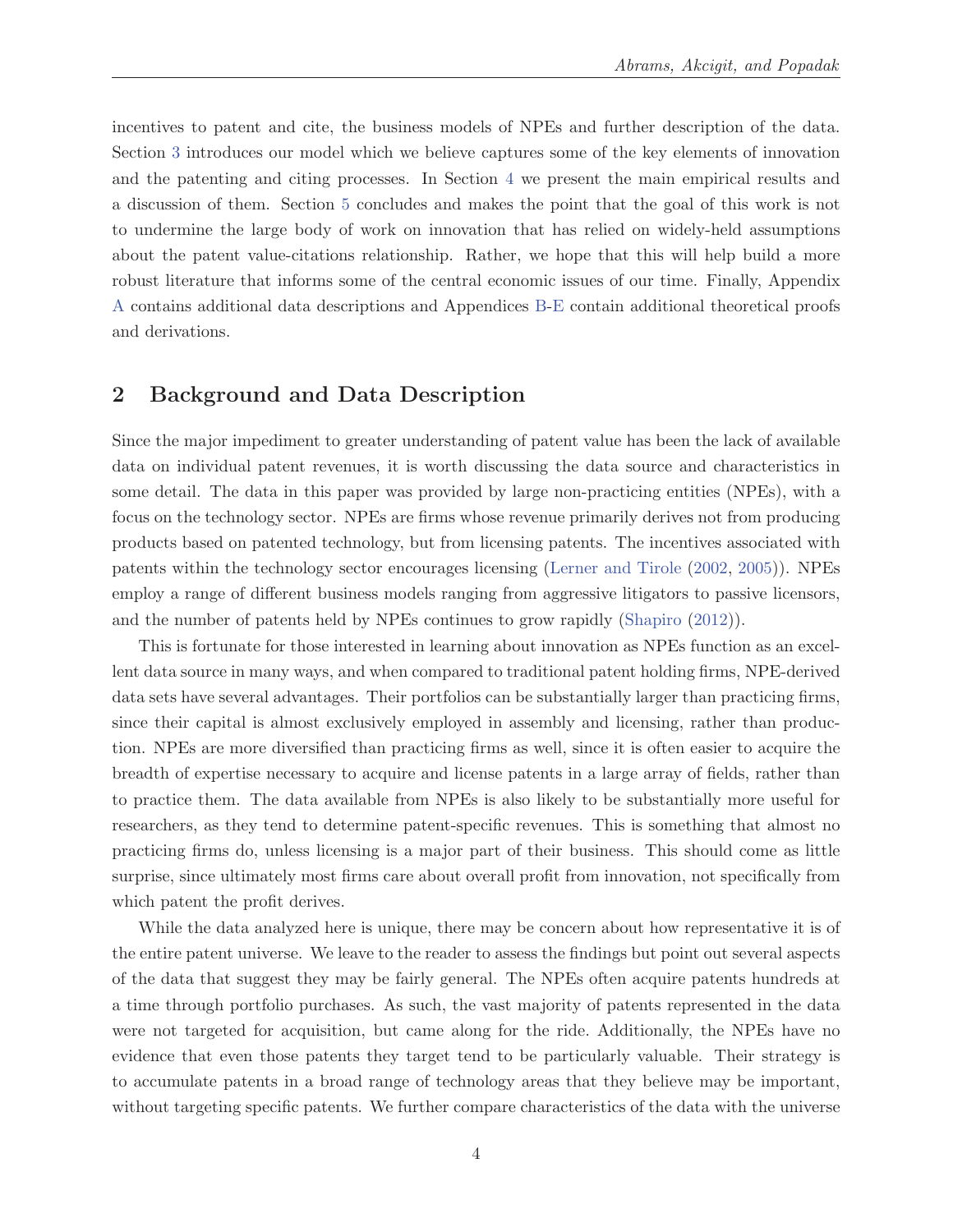incentives to patent and cite, the business models of NPEs and further description of the data. Section 3 introduces our model which we believe captures some of the key elements of innovation and the patenting and citing processes. In Section 4 we present the main empirical results and a discussion of them. Section 5 concludes and makes the point that the goal of this work is not to undermine the large body of work on innovation that has relied on widely-held assumptions about the patent value-citations relationship. Rather, we hope that this will help build a more robust literature that informs some of the central economic issues of our time. Finally, Appendix A contains additional data descriptions and Appendices B-E contain additional theoretical proofs and derivations.

## 2 Background and Data Description

Since the major impediment to greater understanding of patent value has been the lack of available data on individual patent revenues, it is worth discussing the data source and characteristics in some detail. The data in this paper was provided by large non-practicing entities (NPEs), with a focus on the technology sector. NPEs are firms whose revenue primarily derives not from producing products based on patented technology, but from licensing patents. The incentives associated with patents within the technology sector encourages licensing (Lerner and Tirole (2002, 2005)). NPEs employ a range of different business models ranging from aggressive litigators to passive licensors, and the number of patents held by NPEs continues to grow rapidly (Shapiro (2012)).

This is fortunate for those interested in learning about innovation as NPEs function as an excellent data source in many ways, and when compared to traditional patent holding firms, NPE-derived data sets have several advantages. Their portfolios can be substantially larger than practicing firms, since their capital is almost exclusively employed in assembly and licensing, rather than production. NPEs are more diversified than practicing firms as well, since it is often easier to acquire the breadth of expertise necessary to acquire and license patents in a large array of fields, rather than to practice them. The data available from NPEs is also likely to be substantially more useful for researchers, as they tend to determine patent-specific revenues. This is something that almost no practicing firms do, unless licensing is a major part of their business. This should come as little surprise, since ultimately most firms care about overall profit from innovation, not specifically from which patent the profit derives.

While the data analyzed here is unique, there may be concern about how representative it is of the entire patent universe. We leave to the reader to assess the findings but point out several aspects of the data that suggest they may be fairly general. The NPEs often acquire patents hundreds at a time through portfolio purchases. As such, the vast majority of patents represented in the data were not targeted for acquisition, but came along for the ride. Additionally, the NPEs have no evidence that even those patents they target tend to be particularly valuable. Their strategy is to accumulate patents in a broad range of technology areas that they believe may be important, without targeting specific patents. We further compare characteristics of the data with the universe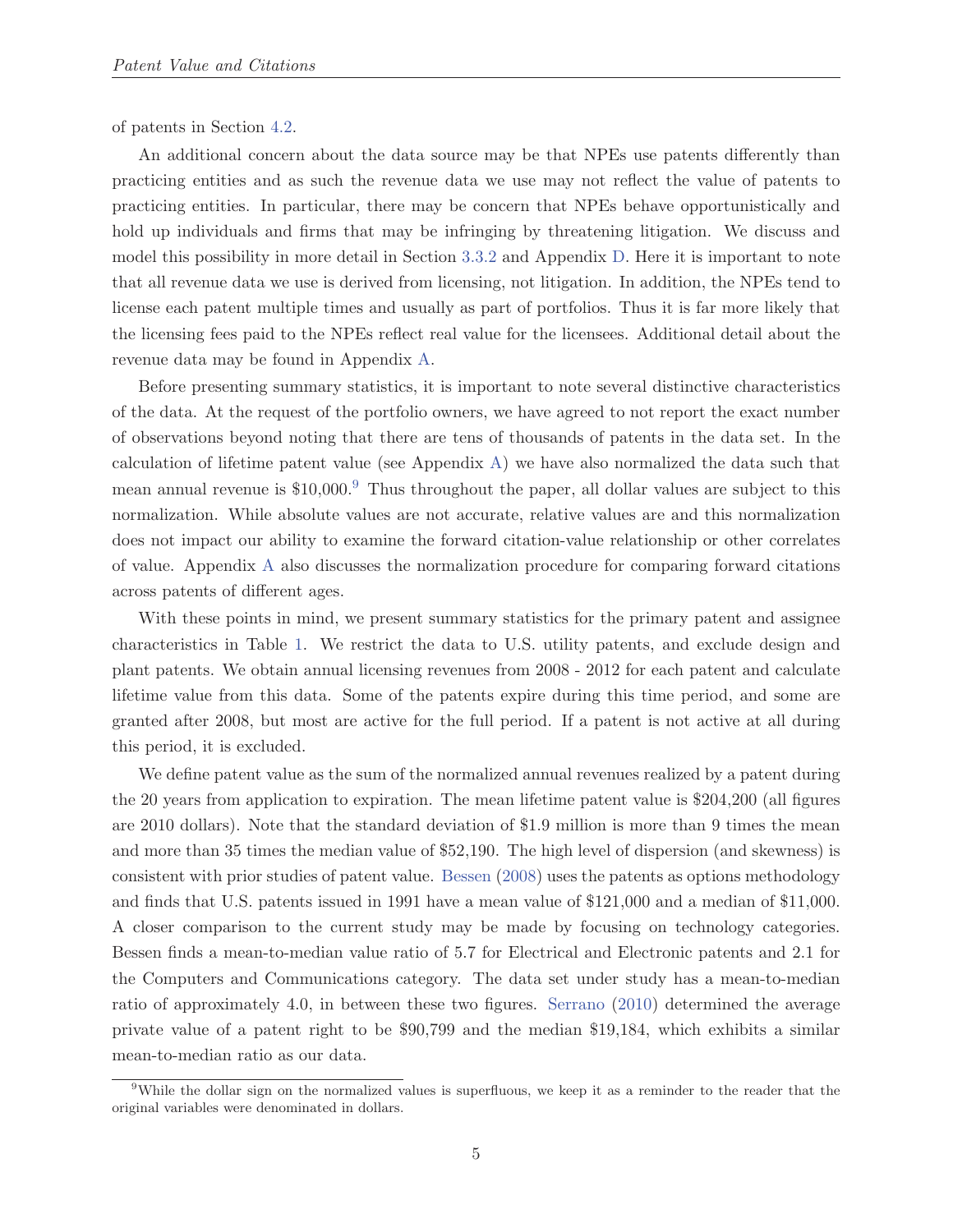of patents in Section 4.2.

An additional concern about the data source may be that NPEs use patents differently than practicing entities and as such the revenue data we use may not reflect the value of patents to practicing entities. In particular, there may be concern that NPEs behave opportunistically and hold up individuals and firms that may be infringing by threatening litigation. We discuss and model this possibility in more detail in Section 3.3.2 and Appendix D. Here it is important to note that all revenue data we use is derived from licensing, not litigation. In addition, the NPEs tend to license each patent multiple times and usually as part of portfolios. Thus it is far more likely that the licensing fees paid to the NPEs reflect real value for the licensees. Additional detail about the revenue data may be found in Appendix A.

Before presenting summary statistics, it is important to note several distinctive characteristics of the data. At the request of the portfolio owners, we have agreed to not report the exact number of observations beyond noting that there are tens of thousands of patents in the data set. In the calculation of lifetime patent value (see Appendix A) we have also normalized the data such that mean annual revenue is $10,000.[9] Thus throughout the paper, all dollar values are subject to this normalization. While absolute values are not accurate, relative values are and this normalization does not impact our ability to examine the forward citation-value relationship or other correlates of value. Appendix A also discusses the normalization procedure for comparing forward citations across patents of different ages.

With these points in mind, we present summary statistics for the primary patent and assignee characteristics in Table 1. We restrict the data to U.S. utility patents, and exclude design and plant patents. We obtain annual licensing revenues from 2008 - 2012 for each patent and calculate lifetime value from this data. Some of the patents expire during this time period, and some are granted after 2008, but most are active for the full period. If a patent is not active at all during this period, it is excluded.

We define patent value as the sum of the normalized annual revenues realized by a patent during the 20 years from application to expiration. The mean lifetime patent value is $204,200 (all figures are 2010 dollars). Note that the standard deviation of $1.9 million is more than 9 times the mean and more than 35 times the median value of $52,190. The high level of dispersion (and skewness) is consistent with prior studies of patent value. Bessen (2008) uses the patents as options methodology and finds that U.S. patents issued in 1991 have a mean value of $121,000 and a median of $11,000. A closer comparison to the current study may be made by focusing on technology categories. Bessen finds a mean-to-median value ratio of 5.7 for Electrical and Electronic patents and 2.1 for the Computers and Communications category. The data set under study has a mean-to-median ratio of approximately 4.0, in between these two figures. Serrano (2010) determined the average private value of a patent right to be $90,799 and the median $19,184, which exhibits a similar mean-to-median ratio as our data.

[9] While the dollar sign on the normalized values is superfluous, we keep it as a reminder to the reader that the original variables were denominated in dollars.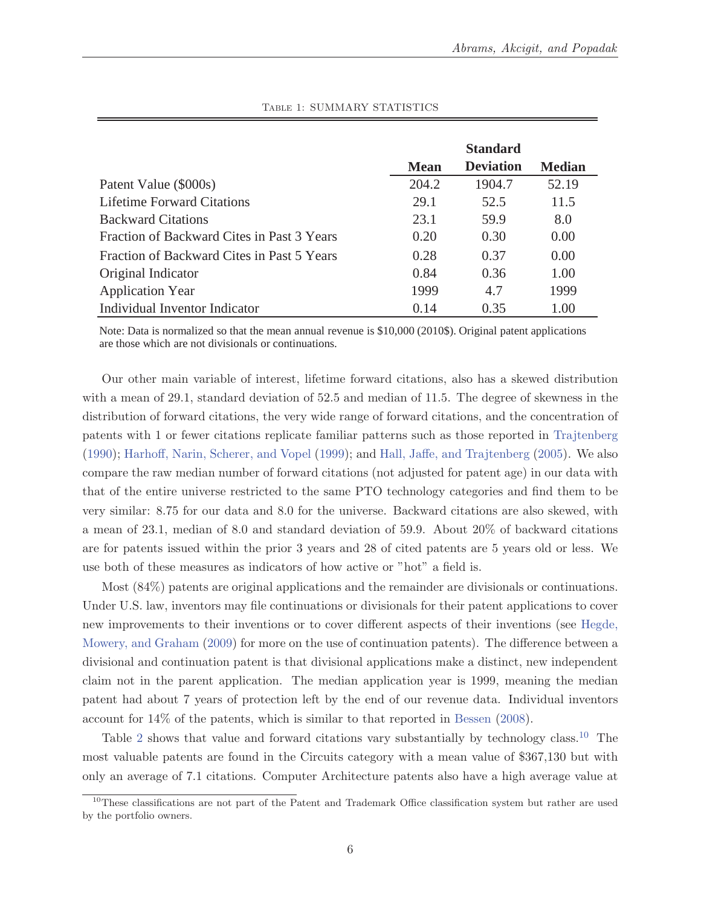Table 1: SUMMARY STATISTICS

| | Mean | Standard Deviation | Median |
|---|---|---|---|
| Patent Value ($000s) | 204.2 | 1904.7 | 52.19 |
| Lifetime Forward Citations | 29.1 | 52.5 | 11.5 |
| Backward Citations | 23.1 | 59.9 | 8.0 |
| Fraction of Backward Cites in Past 3 Years | 0.20 | 0.30 | 0.00 |
| Fraction of Backward Cites in Past 5 Years | 0.28 | 0.37 | 0.00 |
| Original Indicator | 0.84 | 0.36 | 1.00 |
| Application Year | 1999 | 4.7 | 1999 |
| Individual Inventor Indicator | 0.14 | 0.35 | 1.00 |

Note: Data is normalized so that the mean annual revenue is $10,000 (2010$). Original patent applications are those which are not divisionals or continuations.

Our other main variable of interest, lifetime forward citations, also has a skewed distribution with a mean of 29.1, standard deviation of 52.5 and median of 11.5. The degree of skewness in the distribution of forward citations, the very wide range of forward citations, and the concentration of patents with 1 or fewer citations replicate familiar patterns such as those reported in Trajtenberg (1990); Harhoff, Narin, Scherer, and Vopel (1999); and Hall, Jaffe, and Trajtenberg (2005). We also compare the raw median number of forward citations (not adjusted for patent age) in our data with that of the entire universe restricted to the same PTO technology categories and find them to be very similar: 8.75 for our data and 8.0 for the universe. Backward citations are also skewed, with a mean of 23.1, median of 8.0 and standard deviation of 59.9. About 20% of backward citations are for patents issued within the prior 3 years and 28 of cited patents are 5 years old or less. We use both of these measures as indicators of how active or "hot" a field is.

Most (84%) patents are original applications and the remainder are divisionals or continuations. Under U.S. law, inventors may file continuations or divisionals for their patent applications to cover new improvements to their inventions or to cover different aspects of their inventions (see Hegde, Mowery, and Graham (2009) for more on the use of continuation patents). The difference between a divisional and continuation patent is that divisional applications make a distinct, new independent claim not in the parent application. The median application year is 1999, meaning the median patent had about 7 years of protection left by the end of our revenue data. Individual inventors account for 14% of the patents, which is similar to that reported in Bessen (2008).

Table 2 shows that value and forward citations vary substantially by technology class.[10] The most valuable patents are found in the Circuits category with a mean value of $367,130 but with only an average of 7.1 citations. Computer Architecture patents also have a high average value at

[10] These classifications are not part of the Patent and Trademark Office classification system but rather are used by the portfolio owners.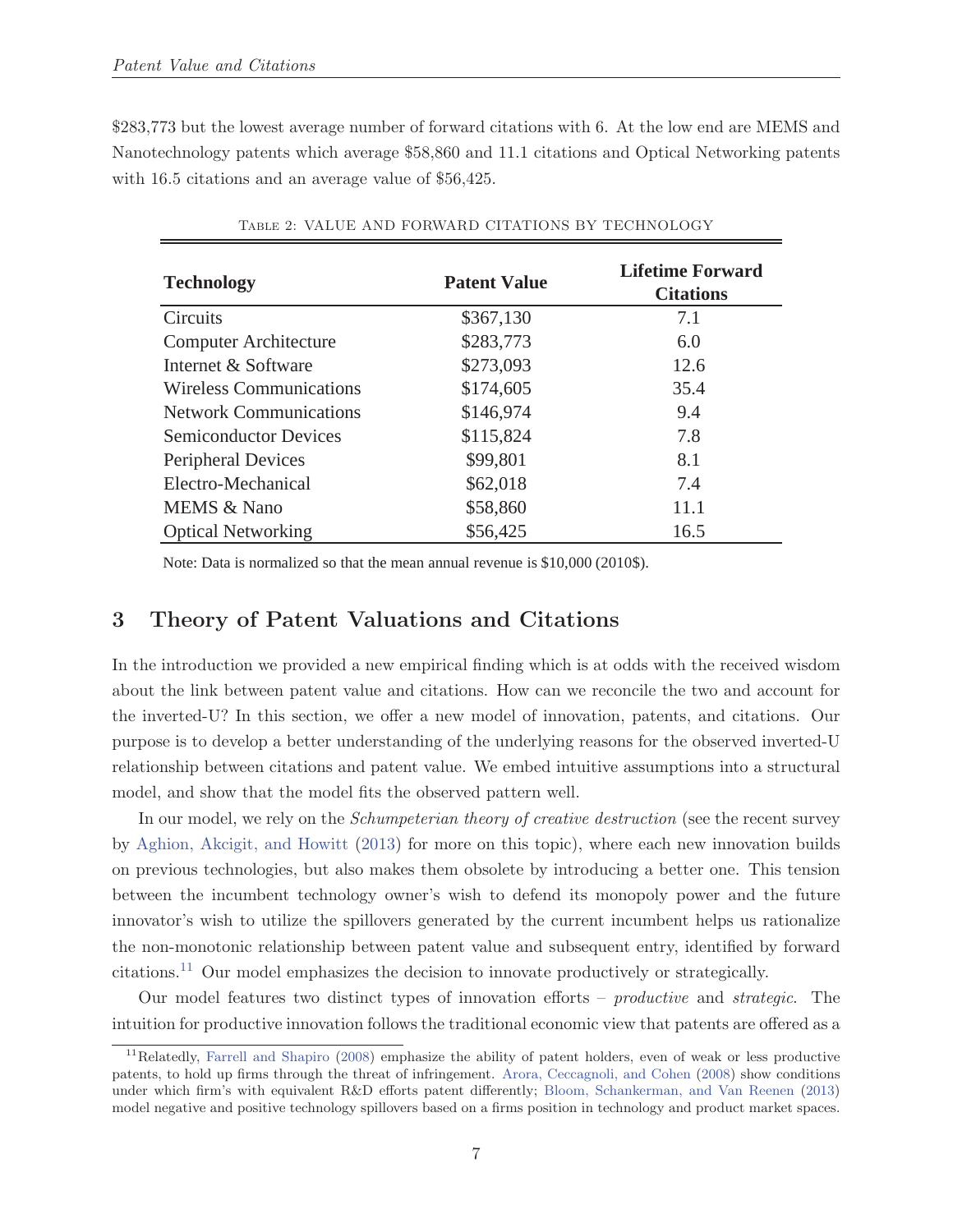$283,773 but the lowest average number of forward citations with 6. At the low end are MEMS and Nanotechnology patents which average $58,860 and 11.1 citations and Optical Networking patents with 16.5 citations and an average value of $56,425.

Table 2: Value and Forward Citations by Technology

| Technology | Patent Value | Lifetime Forward Citations |
|---|---|---|
| Circuits | $367,130 | 7.1 |
| Computer Architecture | $283,773 | 6.0 |
| Internet & Software | $273,093 | 12.6 |
| Wireless Communications | $174,605 | 35.4 |
| Network Communications | $146,974 | 9.4 |
| Semiconductor Devices | $115,824 | 7.8 |
| Peripheral Devices | $99,801 | 8.1 |
| Electro-Mechanical | $62,018 | 7.4 |
| MEMS & Nano | $58,860 | 11.1 |
| Optical Networking | $56,425 | 16.5 |

Note: Data is normalized so that the mean annual revenue is $10,000 (2010$).

## 3 Theory of Patent Valuations and Citations

In the introduction we provided a new empirical finding which is at odds with the received wisdom about the link between patent value and citations. How can we reconcile the two and account for the inverted-U? In this section, we offer a new model of innovation, patents, and citations. Our purpose is to develop a better understanding of the underlying reasons for the observed inverted-U relationship between citations and patent value. We embed intuitive assumptions into a structural model, and show that the model fits the observed pattern well.

In our model, we rely on the *Schumpeterian theory of creative destruction* (see the recent survey by Aghion, Akcigit, and Howitt (2013) for more on this topic), where each new innovation builds on previous technologies, but also makes them obsolete by introducing a better one. This tension between the incumbent technology owner's wish to defend its monopoly power and the future innovator's wish to utilize the spillovers generated by the current incumbent helps us rationalize the non-monotonic relationship between patent value and subsequent entry, identified by forward citations.[11] Our model emphasizes the decision to innovate productively or strategically.

Our model features two distinct types of innovation efforts – *productive* and *strategic*. The intuition for productive innovation follows the traditional economic view that patents are offered as a

[11] Relatedly, Farrell and Shapiro (2008) emphasize the ability of patent holders, even of weak or less productive patents, to hold up firms through the threat of infringement. Arora, Ceccagnoli, and Cohen (2008) show conditions under which firm's with equivalent R&D efforts patent differently; Bloom, Schankerman, and Van Reenen (2013) model negative and positive technology spillovers based on a firms position in technology and product market spaces.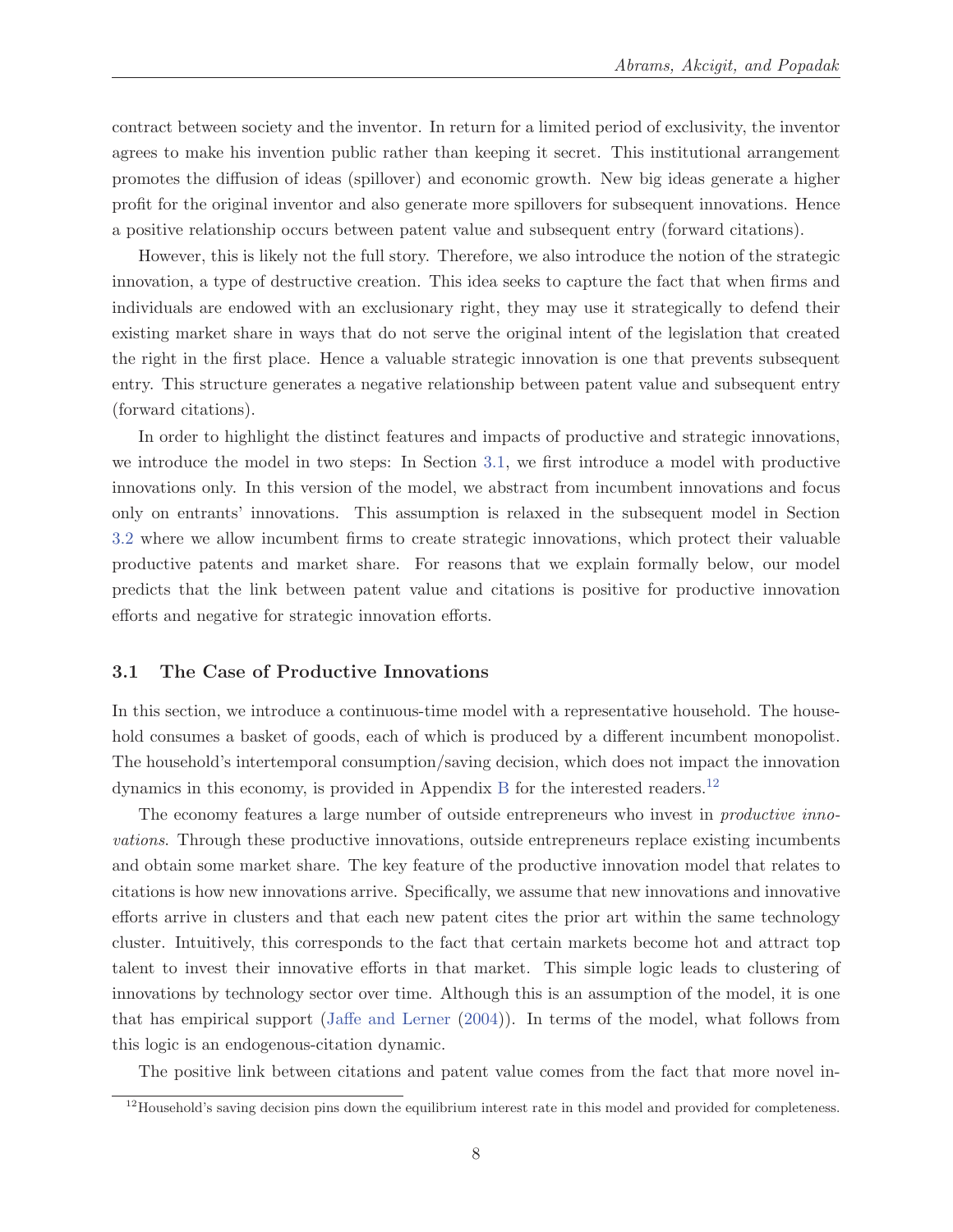contract between society and the inventor. In return for a limited period of exclusivity, the inventor agrees to make his invention public rather than keeping it secret. This institutional arrangement promotes the diffusion of ideas (spillover) and economic growth. New big ideas generate a higher profit for the original inventor and also generate more spillovers for subsequent innovations. Hence a positive relationship occurs between patent value and subsequent entry (forward citations).

However, this is likely not the full story. Therefore, we also introduce the notion of the strategic innovation, a type of destructive creation. This idea seeks to capture the fact that when firms and individuals are endowed with an exclusionary right, they may use it strategically to defend their existing market share in ways that do not serve the original intent of the legislation that created the right in the first place. Hence a valuable strategic innovation is one that prevents subsequent entry. This structure generates a negative relationship between patent value and subsequent entry (forward citations).

In order to highlight the distinct features and impacts of productive and strategic innovations, we introduce the model in two steps: In Section 3.1, we first introduce a model with productive innovations only. In this version of the model, we abstract from incumbent innovations and focus only on entrants' innovations. This assumption is relaxed in the subsequent model in Section 3.2 where we allow incumbent firms to create strategic innovations, which protect their valuable productive patents and market share. For reasons that we explain formally below, our model predicts that the link between patent value and citations is positive for productive innovation efforts and negative for strategic innovation efforts.

### 3.1 The Case of Productive Innovations

In this section, we introduce a continuous-time model with a representative household. The household consumes a basket of goods, each of which is produced by a different incumbent monopolist. The household's intertemporal consumption/saving decision, which does not impact the innovation dynamics in this economy, is provided in Appendix B for the interested readers.[12]

The economy features a large number of outside entrepreneurs who invest in *productive innovations*. Through these productive innovations, outside entrepreneurs replace existing incumbents and obtain some market share. The key feature of the productive innovation model that relates to citations is how new innovations arrive. Specifically, we assume that new innovations and innovative efforts arrive in clusters and that each new patent cites the prior art within the same technology cluster. Intuitively, this corresponds to the fact that certain markets become hot and attract top talent to invest their innovative efforts in that market. This simple logic leads to clustering of innovations by technology sector over time. Although this is an assumption of the model, it is one that has empirical support (Jaffe and Lerner (2004)). In terms of the model, what follows from this logic is an endogenous-citation dynamic.

The positive link between citations and patent value comes from the fact that more novel in-

[12] Household's saving decision pins down the equilibrium interest rate in this model and provided for completeness.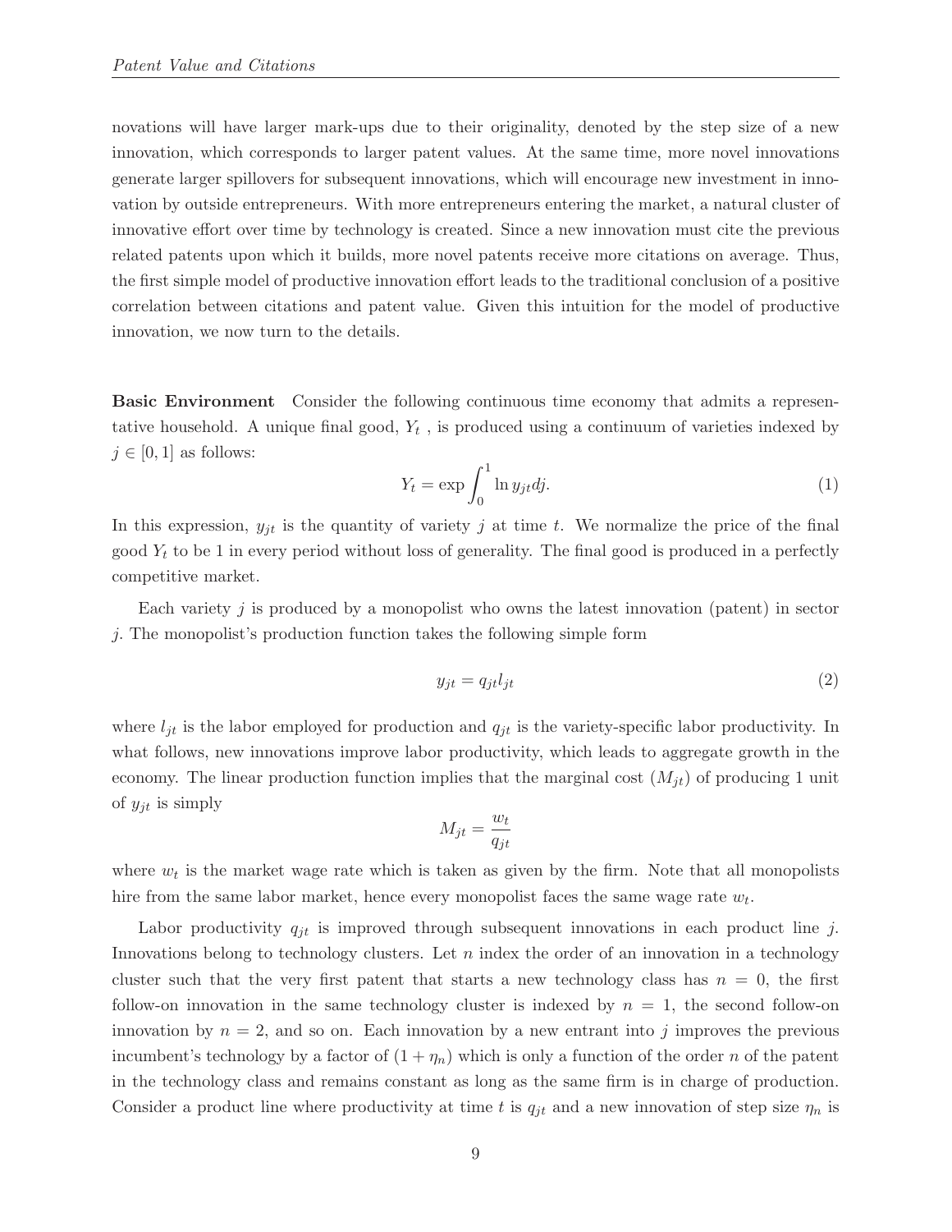novations will have larger mark-ups due to their originality, denoted by the step size of a new innovation, which corresponds to larger patent values. At the same time, more novel innovations generate larger spillovers for subsequent innovations, which will encourage new investment in innovation by outside entrepreneurs. With more entrepreneurs entering the market, a natural cluster of innovative effort over time by technology is created. Since a new innovation must cite the previous related patents upon which it builds, more novel patents receive more citations on average. Thus, the first simple model of productive innovation effort leads to the traditional conclusion of a positive correlation between citations and patent value. Given this intuition for the model of productive innovation, we now turn to the details.

**Basic Environment** Consider the following continuous time economy that admits a representative household. A unique final good, $Y_t$ , is produced using a continuum of varieties indexed by $j \in [0, 1]$ as follows:

$$Y_t = \exp \int_0^1 \ln y_{jt} dj. \tag{1}$$

In this expression, $y_{jt}$ is the quantity of variety $j$ at time $t$. We normalize the price of the final good $Y_t$ to be 1 in every period without loss of generality. The final good is produced in a perfectly competitive market.

Each variety $j$ is produced by a monopolist who owns the latest innovation (patent) in sector $j$. The monopolist's production function takes the following simple form

$$y_{jt} = q_{jt} l_{jt} \tag{2}$$

where $l_{jt}$ is the labor employed for production and $q_{jt}$ is the variety-specific labor productivity. In what follows, new innovations improve labor productivity, which leads to aggregate growth in the economy. The linear production function implies that the marginal cost ($M_{jt}$) of producing 1 unit of $y_{jt}$ is simply

$$M_{jt} = \frac{w_t}{q_{jt}}$$

where $w_t$ is the market wage rate which is taken as given by the firm. Note that all monopolists hire from the same labor market, hence every monopolist faces the same wage rate $w_t$.

Labor productivity $q_{jt}$ is improved through subsequent innovations in each product line $j$. Innovations belong to technology clusters. Let $n$ index the order of an innovation in a technology cluster such that the very first patent that starts a new technology class has $n = 0$, the first follow-on innovation in the same technology cluster is indexed by $n = 1$, the second follow-on innovation by $n = 2$, and so on. Each innovation by a new entrant into $j$ improves the previous incumbent's technology by a factor of $(1 + \eta_n)$ which is only a function of the order $n$ of the patent in the technology class and remains constant as long as the same firm is in charge of production. Consider a product line where productivity at time $t$ is $q_{jt}$ and a new innovation of step size $\eta_n$ is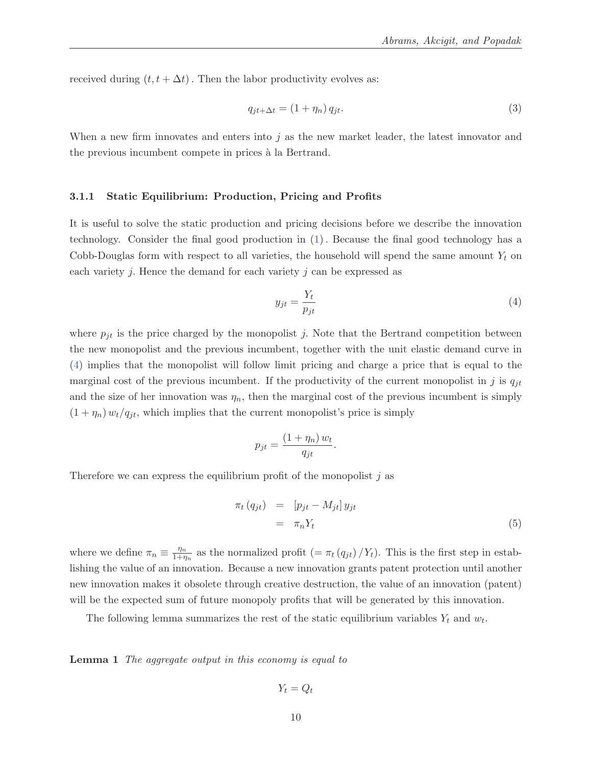received during $(t, t + \Delta t)$. Then the labor productivity evolves as:

$$q_{jt+\Delta t} = (1 + \eta_n) q_{jt}. \tag{3}$$

When a new firm innovates and enters into $j$ as the new market leader, the latest innovator and the previous incumbent compete in prices à la Bertrand.

### 3.1.1 Static Equilibrium: Production, Pricing and Profits

It is useful to solve the static production and pricing decisions before we describe the innovation technology. Consider the final good production in (1). Because the final good technology has a Cobb-Douglas form with respect to all varieties, the household will spend the same amount $Y_t$ on each variety $j$. Hence the demand for each variety $j$ can be expressed as

$$y_{jt} = \frac{Y_t}{p_{jt}} \tag{4}$$

where $p_{jt}$ is the price charged by the monopolist $j$. Note that the Bertrand competition between the new monopolist and the previous incumbent, together with the unit elastic demand curve in (4) implies that the monopolist will follow limit pricing and charge a price that is equal to the marginal cost of the previous incumbent. If the productivity of the current monopolist in $j$ is $q_{jt}$ and the size of her innovation was $\eta_n$, then the marginal cost of the previous incumbent is simply $(1 + \eta_n) w_t / q_{jt}$, which implies that the current monopolist's price is simply

$$p_{jt} = \frac{(1 + \eta_n) w_t}{q_{jt}}.$$

Therefore we can express the equilibrium profit of the monopolist $j$ as

$$\begin{aligned} \pi_t (q_{jt}) &= [p_{jt} - M_{jt}] y_{jt} \\ &= \pi_n Y_t \end{aligned} \tag{5}$$

where we define $\pi_n \equiv \frac{\eta_n}{1+\eta_n}$ as the normalized profit ($= \pi_t (q_{jt}) / Y_t$). This is the first step in establishing the value of an innovation. Because a new innovation grants patent protection until another new innovation makes it obsolete through creative destruction, the value of an innovation (patent) will be the expected sum of future monopoly profits that will be generated by this innovation.

The following lemma summarizes the rest of the static equilibrium variables $Y_t$ and $w_t$.

**Lemma 1** *The aggregate output in this economy is equal to*

$$Y_t = Q_t$$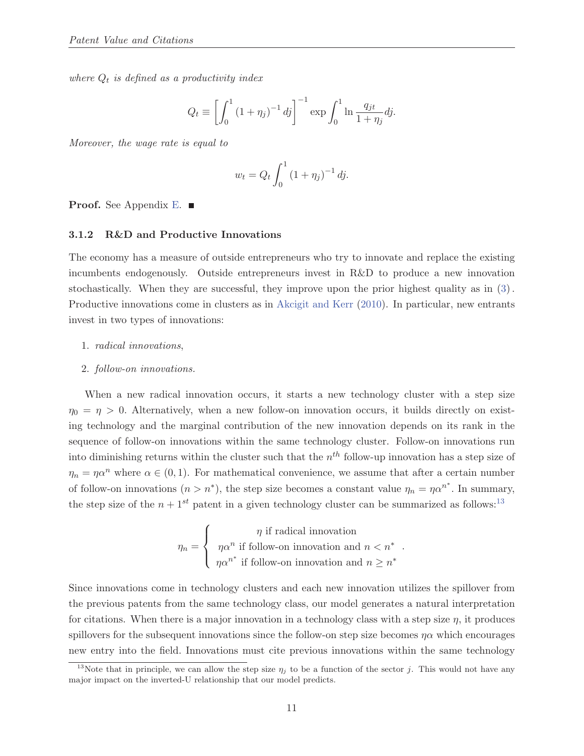*where $Q_t$ is defined as a productivity index*

$$Q_t \equiv \left[\int_0^1 (1+\eta_j)^{-1} dj\right]^{-1} \exp \int_0^1 \ln \frac{q_{jt}}{1+\eta_j} dj.$$

*Moreover, the wage rate is equal to*

$$w_t = Q_t \int_0^1 (1+\eta_j)^{-1} dj.$$

**Proof.** See Appendix E. ■

### 3.1.2 R&D and Productive Innovations

The economy has a measure of outside entrepreneurs who try to innovate and replace the existing incumbents endogenously. Outside entrepreneurs invest in R&D to produce a new innovation stochastically. When they are successful, they improve upon the prior highest quality as in (3). Productive innovations come in clusters as in Akcigit and Kerr (2010). In particular, new entrants invest in two types of innovations:

1. *radical innovations*,
2. *follow-on innovations.*

When a new radical innovation occurs, it starts a new technology cluster with a step size $\eta_0 = \eta > 0$. Alternatively, when a new follow-on innovation occurs, it builds directly on existing technology and the marginal contribution of the new innovation depends on its rank in the sequence of follow-on innovations within the same technology cluster. Follow-on innovations run into diminishing returns within the cluster such that the $n^{th}$ follow-up innovation has a step size of $\eta_n = \eta\alpha^n$ where $\alpha \in (0,1)$. For mathematical convenience, we assume that after a certain number of follow-on innovations ($n > n^*$), the step size becomes a constant value $\eta_n = \eta\alpha^{n^*}$. In summary, the step size of the $n+1^{st}$ patent in a given technology cluster can be summarized as follows:[13]

$$\eta_n = \begin{cases} \eta \text{ if radical innovation} \\ \eta\alpha^n \text{ if follow-on innovation and } n < n^* \\ \eta\alpha^{n^*} \text{ if follow-on innovation and } n \geq n^* \end{cases}.$$

Since innovations come in technology clusters and each new innovation utilizes the spillover from the previous patents from the same technology class, our model generates a natural interpretation for citations. When there is a major innovation in a technology class with a step size $\eta$, it produces spillovers for the subsequent innovations since the follow-on step size becomes $\eta\alpha$ which encourages new entry into the field. Innovations must cite previous innovations within the same technology

[13] Note that in principle, we can allow the step size $\eta_j$ to be a function of the sector $j$. This would not have any major impact on the inverted-U relationship that our model predicts.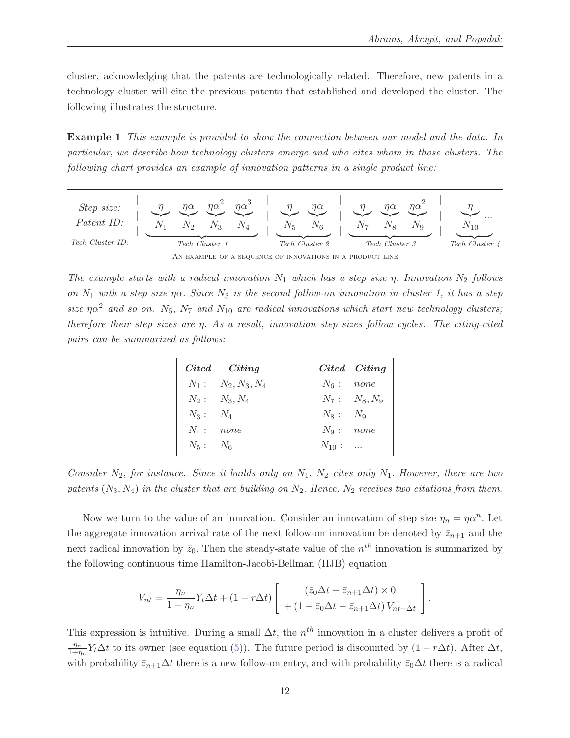cluster, acknowledging that the patents are technologically related. Therefore, new patents in a technology cluster will cite the previous patents that established and developed the cluster. The following illustrates the structure.

**Example 1** *This example is provided to show the connection between our model and the data. In particular, we describe how technology clusters emerge and who cites whom in those clusters. The following chart provides an example of innovation patterns in a single product line:*

| | Tech Cluster 1 | | | | Tech Cluster 2 | | Tech Cluster 3 | | | Tech Cluster 4 |
|---|---|---|---|---|---|---|---|---|---|---|
| *Step size:* | $\eta$ | $\eta\alpha$ | $\eta\alpha^2$ | $\eta\alpha^3$ | $\eta$ | $\eta\alpha$ | $\eta$ | $\eta\alpha$ | $\eta\alpha^2$ | $\eta$ ... |
| *Patent ID:* | $N_1$ | $N_2$ | $N_3$ | $N_4$ | $N_5$ | $N_6$ | $N_7$ | $N_8$ | $N_9$ | $N_{10}$ |

An example of a sequence of innovations in a product line

*The example starts with a radical innovation $N_1$ which has a step size $\eta$. Innovation $N_2$ follows on $N_1$ with a step size $\eta\alpha$. Since $N_3$ is the second follow-on innovation in cluster 1, it has a step size $\eta\alpha^2$ and so on. $N_5$, $N_7$ and $N_{10}$ are radical innovations which start new technology clusters; therefore their step sizes are $\eta$. As a result, innovation step sizes follow cycles. The citing-cited pairs can be summarized as follows:*

| *Cited* | *Citing* | *Cited* | *Citing* |
|---|---|---|---|
| $N_1$ : | $N_2, N_3, N_4$ | $N_6$ : | *none* |
| $N_2$ : | $N_3, N_4$ | $N_7$ : | $N_8, N_9$ |
| $N_3$ : | $N_4$ | $N_8$ : | $N_9$ |
| $N_4$ : | *none* | $N_9$ : | *none* |
| $N_5$ : | $N_6$ | $N_{10}$ : | ... |

*Consider $N_2$, for instance. Since it builds only on $N_1$, $N_2$ cites only $N_1$. However, there are two patents $(N_3, N_4)$ in the cluster that are building on $N_2$. Hence, $N_2$ receives two citations from them.*

Now we turn to the value of an innovation. Consider an innovation of step size $\eta_n = \eta\alpha^n$. Let the aggregate innovation arrival rate of the next follow-on innovation be denoted by $\bar{z}_{n+1}$ and the next radical innovation by $\bar{z}_0$. Then the steady-state value of the $n^{th}$ innovation is summarized by the following continuous time Hamilton-Jacobi-Bellman (HJB) equation

$$V_{nt} = \frac{\eta_n}{1+\eta_n} Y_t \Delta t + (1 - r\Delta t) \left[ \begin{array}{c} (\bar{z}_0 \Delta t + \bar{z}_{n+1} \Delta t) \times 0 \\ + (1 - \bar{z}_0 \Delta t - \bar{z}_{n+1} \Delta t) V_{nt+\Delta t} \end{array} \right].$$

This expression is intuitive. During a small $\Delta t$, the $n^{th}$ innovation in a cluster delivers a profit of $\frac{\eta_n}{1+\eta_n} Y_t \Delta t$ to its owner (see equation (5)). The future period is discounted by $(1 - r\Delta t)$. After $\Delta t$, with probability $\bar{z}_{n+1}\Delta t$ there is a new follow-on entry, and with probability $\bar{z}_0 \Delta t$ there is a radical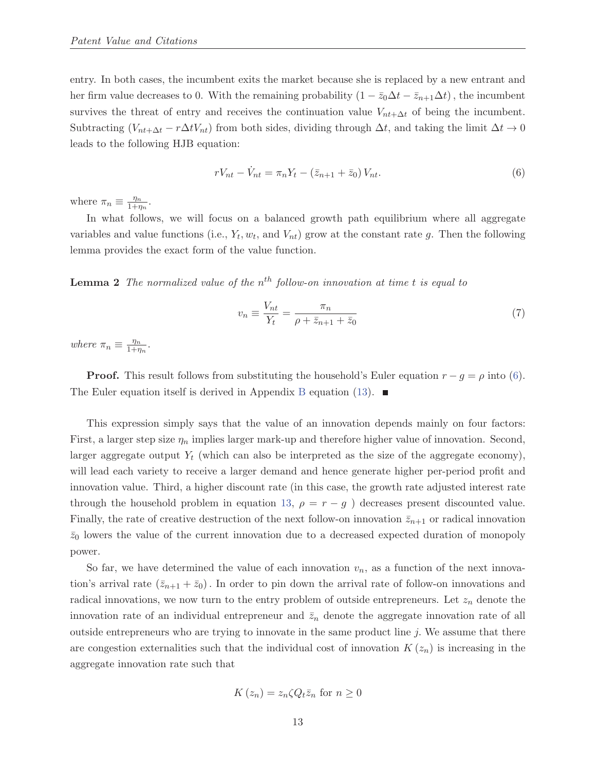entry. In both cases, the incumbent exits the market because she is replaced by a new entrant and her firm value decreases to 0. With the remaining probability $(1 - \bar{z}_0 \Delta t - \bar{z}_{n+1} \Delta t)$, the incumbent survives the threat of entry and receives the continuation value $V_{nt+\Delta t}$ of being the incumbent. Subtracting $(V_{nt+\Delta t} - r\Delta t V_{nt})$ from both sides, dividing through $\Delta t$, and taking the limit $\Delta t \to 0$ leads to the following HJB equation:

$$rV_{nt} - \dot{V}_{nt} = \pi_n Y_t - (\bar{z}_{n+1} + \bar{z}_0) V_{nt}. \tag{6}$$

where $\pi_n \equiv \frac{\eta_n}{1+\eta_n}$.

In what follows, we will focus on a balanced growth path equilibrium where all aggregate variables and value functions (i.e., $Y_t$, $w_t$, and $V_{nt}$) grow at the constant rate $g$. Then the following lemma provides the exact form of the value function.

**Lemma 2** *The normalized value of the $n^{th}$ follow-on innovation at time $t$ is equal to*

$$v_n \equiv \frac{V_{nt}}{Y_t} = \frac{\pi_n}{\rho + \bar{z}_{n+1} + \bar{z}_0} \tag{7}$$

*where $\pi_n \equiv \frac{\eta_n}{1+\eta_n}$.*

**Proof.** This result follows from substituting the household's Euler equation $r - g = \rho$ into (6). The Euler equation itself is derived in Appendix B equation (13). ■

This expression simply says that the value of an innovation depends mainly on four factors: First, a larger step size $\eta_n$ implies larger mark-up and therefore higher value of innovation. Second, larger aggregate output $Y_t$ (which can also be interpreted as the size of the aggregate economy), will lead each variety to receive a larger demand and hence generate higher per-period profit and innovation value. Third, a higher discount rate (in this case, the growth rate adjusted interest rate through the household problem in equation 13, $\rho = r - g$ ) decreases present discounted value. Finally, the rate of creative destruction of the next follow-on innovation $\bar{z}_{n+1}$ or radical innovation $\bar{z}_0$ lowers the value of the current innovation due to a decreased expected duration of monopoly power.

So far, we have determined the value of each innovation $v_n$, as a function of the next innovation's arrival rate $(\bar{z}_{n+1} + \bar{z}_0)$. In order to pin down the arrival rate of follow-on innovations and radical innovations, we now turn to the entry problem of outside entrepreneurs. Let $z_n$ denote the innovation rate of an individual entrepreneur and $\bar{z}_n$ denote the aggregate innovation rate of all outside entrepreneurs who are trying to innovate in the same product line $j$. We assume that there are congestion externalities such that the individual cost of innovation $K(z_n)$ is increasing in the aggregate innovation rate such that

$$K(z_n) = z_n \zeta Q_t \bar{z}_n \text{ for } n \geq 0$$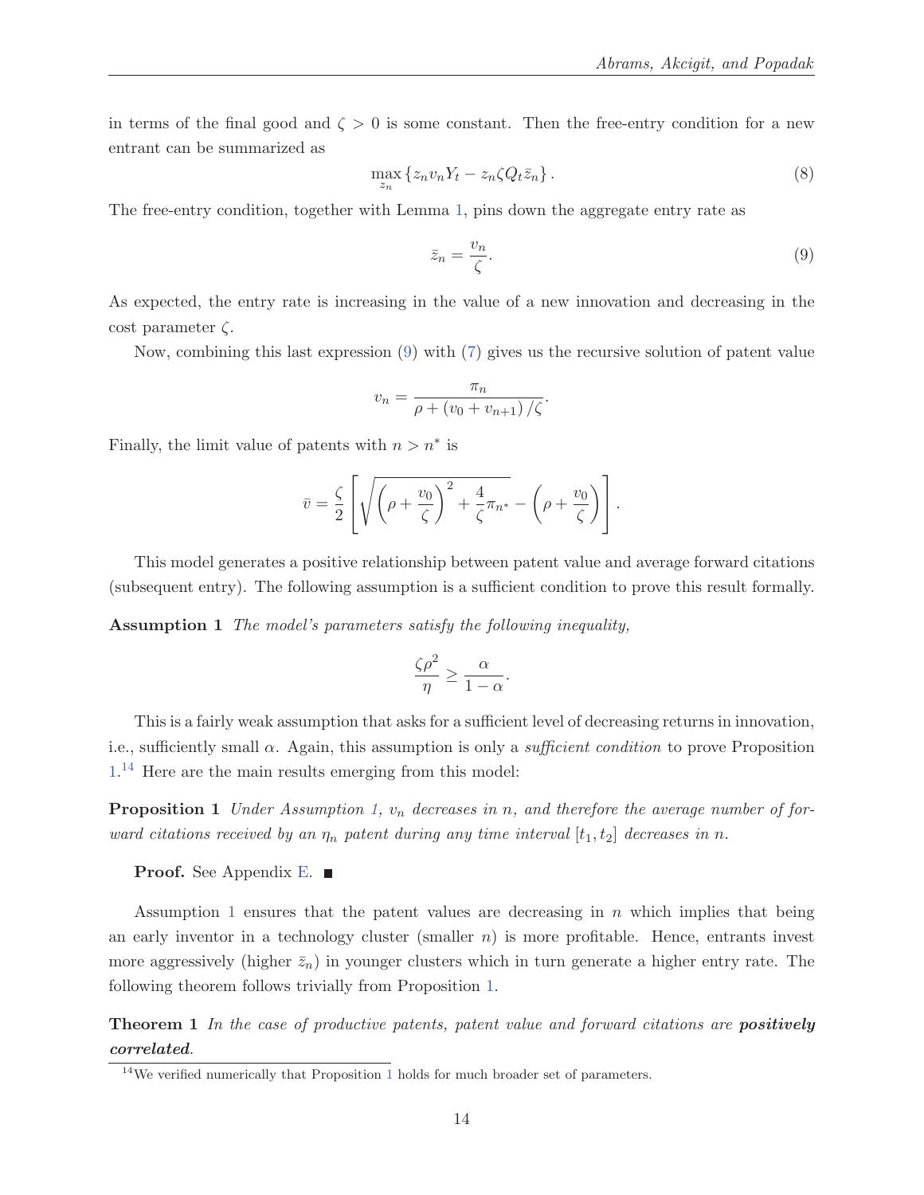in terms of the final good and $\zeta > 0$ is some constant. Then the free-entry condition for a new entrant can be summarized as

$$\max_{z_n} \{ z_n v_n Y_t - z_n \zeta Q_t \bar{z}_n \}. \tag{8}$$

The free-entry condition, together with Lemma 1, pins down the aggregate entry rate as

$$\bar{z}_n = \frac{v_n}{\zeta}. \tag{9}$$

As expected, the entry rate is increasing in the value of a new innovation and decreasing in the cost parameter $\zeta$.

Now, combining this last expression (9) with (7) gives us the recursive solution of patent value

$$v_n = \frac{\pi_n}{\rho + (v_0 + v_{n+1})/\zeta}.$$

Finally, the limit value of patents with $n > n^*$ is

$$\bar{v} = \frac{\zeta}{2}\left[\sqrt{\left(\rho + \frac{v_0}{\zeta}\right)^2 + \frac{4}{\zeta}\pi_{n^*}} - \left(\rho + \frac{v_0}{\zeta}\right)\right].$$

This model generates a positive relationship between patent value and average forward citations (subsequent entry). The following assumption is a sufficient condition to prove this result formally.

**Assumption 1** *The model's parameters satisfy the following inequality,*

$$\frac{\zeta \rho^2}{\eta} \geq \frac{\alpha}{1-\alpha}.$$

This is a fairly weak assumption that asks for a sufficient level of decreasing returns in innovation, i.e., sufficiently small $\alpha$. Again, this assumption is only a *sufficient condition* to prove Proposition 1.[14] Here are the main results emerging from this model:

**Proposition 1** *Under Assumption 1, $v_n$ decreases in $n$, and therefore the average number of forward citations received by an $\eta_n$ patent during any time interval $[t_1, t_2]$ decreases in $n$.*

**Proof.** See Appendix E. ■

Assumption 1 ensures that the patent values are decreasing in $n$ which implies that being an early inventor in a technology cluster (smaller $n$) is more profitable. Hence, entrants invest more aggressively (higher $\bar{z}_n$) in younger clusters which in turn generate a higher entry rate. The following theorem follows trivially from Proposition 1.

**Theorem 1** *In the case of productive patents, patent value and forward citations are* ***positively correlated****.*

[14] We verified numerically that Proposition 1 holds for much broader set of parameters.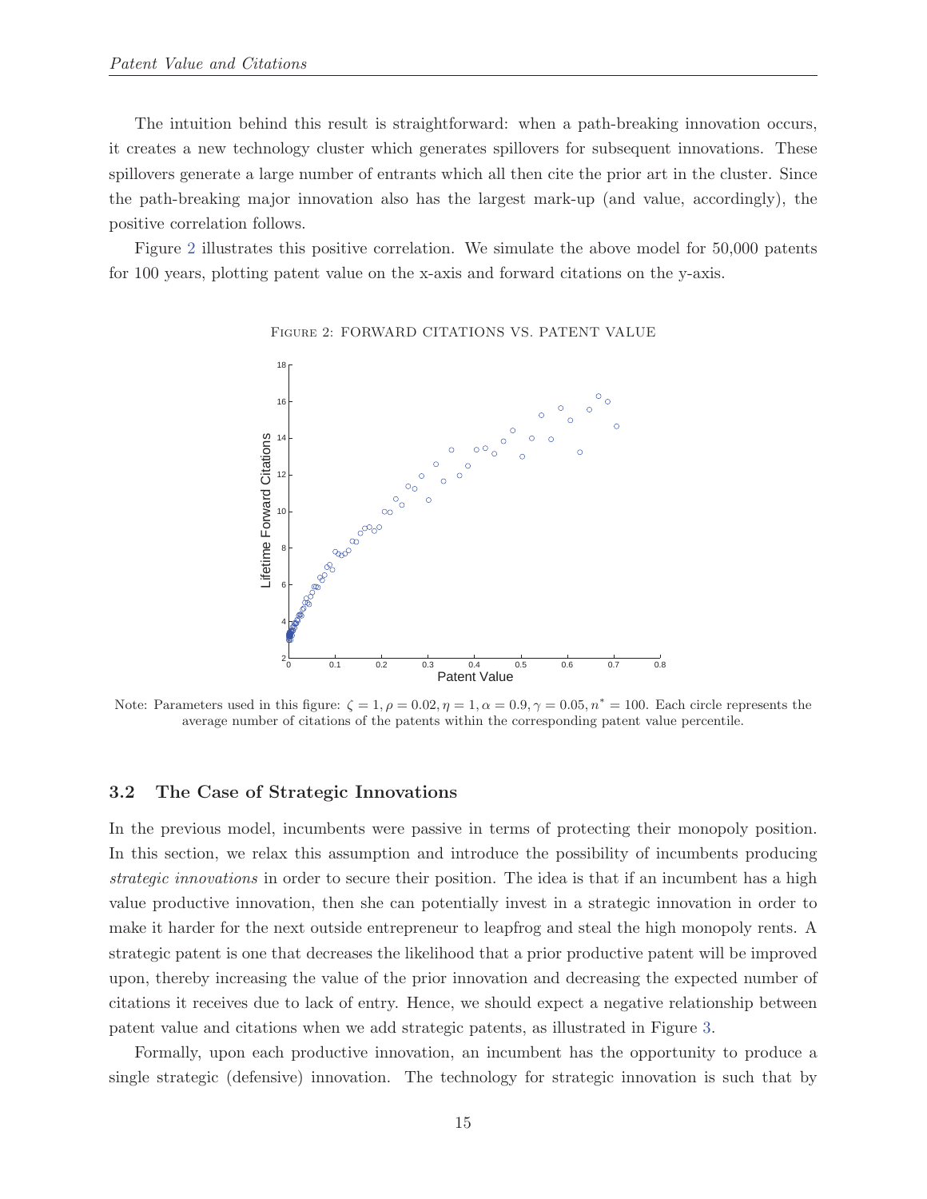The intuition behind this result is straightforward: when a path-breaking innovation occurs, it creates a new technology cluster which generates spillovers for subsequent innovations. These spillovers generate a large number of entrants which all then cite the prior art in the cluster. Since the path-breaking major innovation also has the largest mark-up (and value, accordingly), the positive correlation follows.

Figure 2 illustrates this positive correlation. We simulate the above model for 50,000 patents for 100 years, plotting patent value on the x-axis and forward citations on the y-axis.

FIGURE 2: FORWARD CITATIONS VS. PATENT VALUE

Note: Parameters used in this figure: $\zeta = 1, \rho = 0.02, \eta = 1, \alpha = 0.9, \gamma = 0.05, n^* = 100$. Each circle represents the average number of citations of the patents within the corresponding patent value percentile.

### 3.2 The Case of Strategic Innovations

In the previous model, incumbents were passive in terms of protecting their monopoly position. In this section, we relax this assumption and introduce the possibility of incumbents producing *strategic innovations* in order to secure their position. The idea is that if an incumbent has a high value productive innovation, then she can potentially invest in a strategic innovation in order to make it harder for the next outside entrepreneur to leapfrog and steal the high monopoly rents. A strategic patent is one that decreases the likelihood that a prior productive patent will be improved upon, thereby increasing the value of the prior innovation and decreasing the expected number of citations it receives due to lack of entry. Hence, we should expect a negative relationship between patent value and citations when we add strategic patents, as illustrated in Figure 3.

Formally, upon each productive innovation, an incumbent has the opportunity to produce a single strategic (defensive) innovation. The technology for strategic innovation is such that by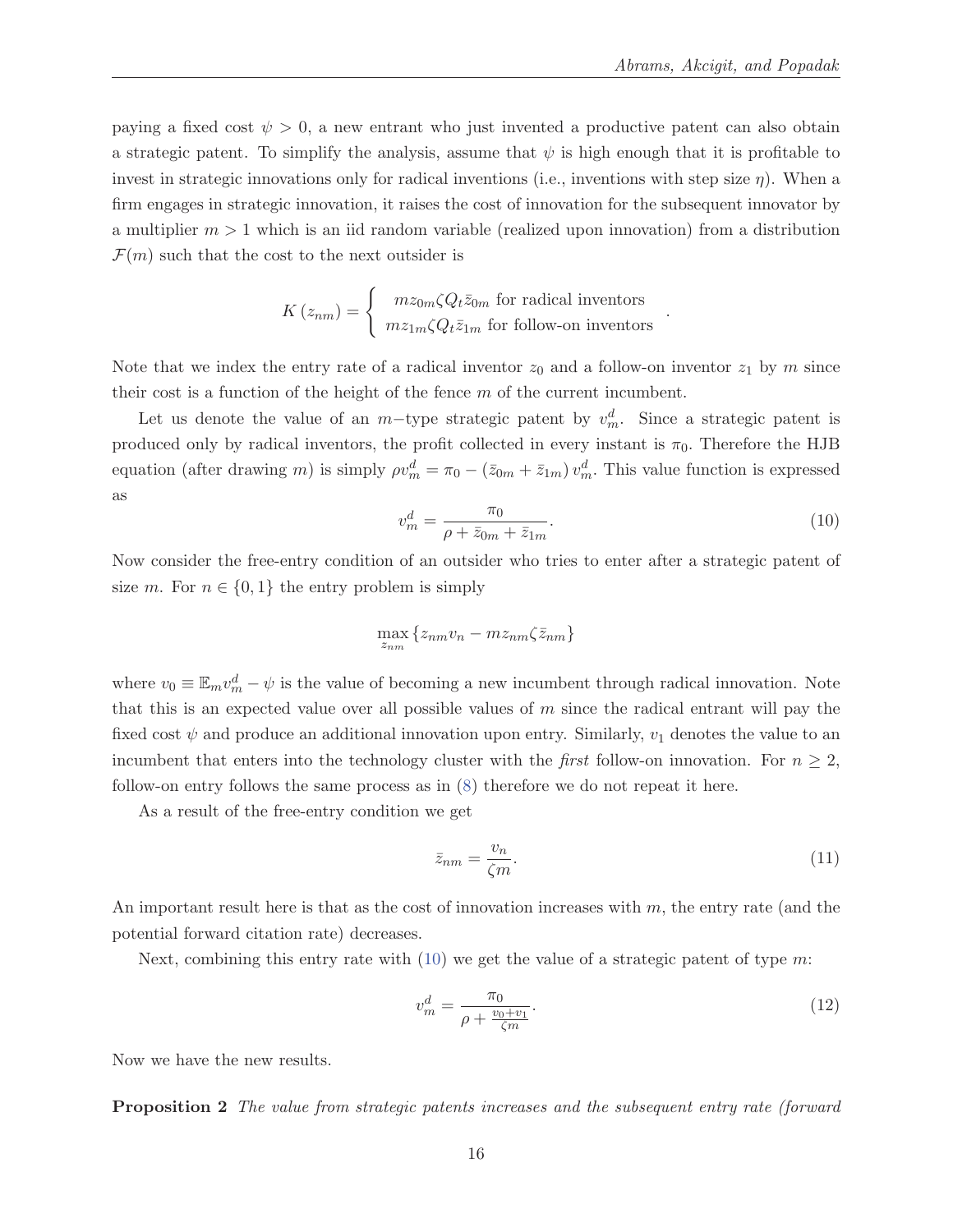paying a fixed cost $\psi > 0$, a new entrant who just invented a productive patent can also obtain a strategic patent. To simplify the analysis, assume that $\psi$ is high enough that it is profitable to invest in strategic innovations only for radical inventions (i.e., inventions with step size $\eta$). When a firm engages in strategic innovation, it raises the cost of innovation for the subsequent innovator by a multiplier $m > 1$ which is an iid random variable (realized upon innovation) from a distribution $\mathcal{F}(m)$ such that the cost to the next outsider is

$$K(z_{nm}) = \begin{cases} m z_{0m} \zeta Q_t \bar{z}_{0m} \text{ for radical inventors} \\ m z_{1m} \zeta Q_t \bar{z}_{1m} \text{ for follow-on inventors} \end{cases}.$$

Note that we index the entry rate of a radical inventor $z_0$ and a follow-on inventor $z_1$ by $m$ since their cost is a function of the height of the fence $m$ of the current incumbent.

Let us denote the value of an $m-$type strategic patent by $v_m^d$. Since a strategic patent is produced only by radical inventors, the profit collected in every instant is $\pi_0$. Therefore the HJB equation (after drawing $m$) is simply $\rho v_m^d = \pi_0 - (\bar{z}_{0m} + \bar{z}_{1m}) v_m^d$. This value function is expressed as

$$v_m^d = \frac{\pi_0}{\rho + \bar{z}_{0m} + \bar{z}_{1m}}. \tag{10}$$

Now consider the free-entry condition of an outsider who tries to enter after a strategic patent of size $m$. For $n \in \{0, 1\}$ the entry problem is simply

$$\max_{z_{nm}} \{z_{nm} v_n - m z_{nm} \zeta \bar{z}_{nm}\}$$

where $v_0 \equiv \mathbb{E}_m v_m^d - \psi$ is the value of becoming a new incumbent through radical innovation. Note that this is an expected value over all possible values of $m$ since the radical entrant will pay the fixed cost $\psi$ and produce an additional innovation upon entry. Similarly, $v_1$ denotes the value to an incumbent that enters into the technology cluster with the *first* follow-on innovation. For $n \geq 2$, follow-on entry follows the same process as in (8) therefore we do not repeat it here.

As a result of the free-entry condition we get

$$\bar{z}_{nm} = \frac{v_n}{\zeta m}. \tag{11}$$

An important result here is that as the cost of innovation increases with $m$, the entry rate (and the potential forward citation rate) decreases.

Next, combining this entry rate with (10) we get the value of a strategic patent of type $m$:

$$v_m^d = \frac{\pi_0}{\rho + \frac{v_0 + v_1}{\zeta m}}. \tag{12}$$

Now we have the new results.

**Proposition 2** *The value from strategic patents increases and the subsequent entry rate (forward*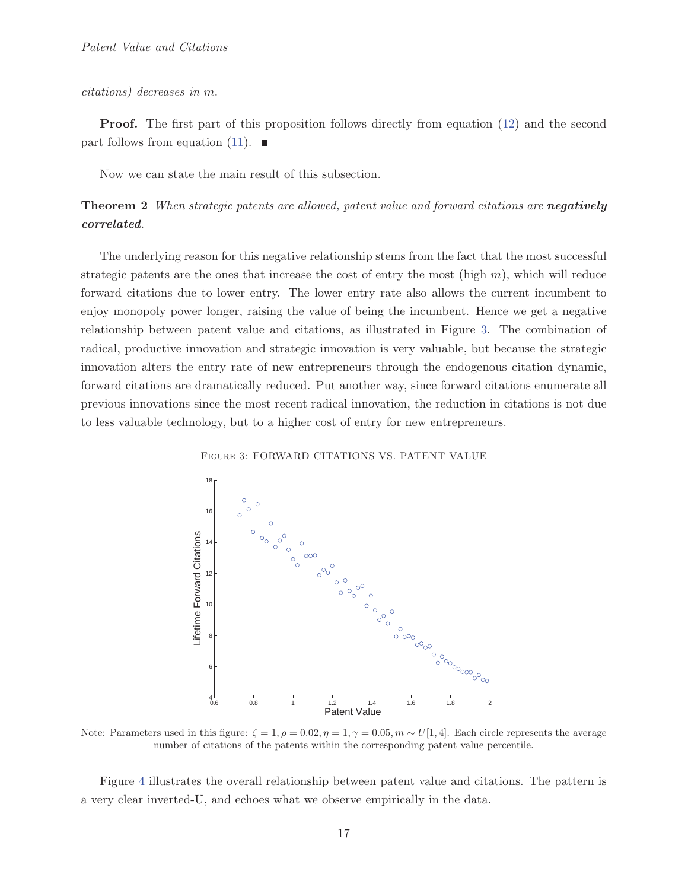*citations) decreases in m.*

**Proof.** The first part of this proposition follows directly from equation (12) and the second part follows from equation (11). ■

Now we can state the main result of this subsection.

**Theorem 2** *When strategic patents are allowed, patent value and forward citations are* ***negatively correlated****.*

The underlying reason for this negative relationship stems from the fact that the most successful strategic patents are the ones that increase the cost of entry the most (high $m$), which will reduce forward citations due to lower entry. The lower entry rate also allows the current incumbent to enjoy monopoly power longer, raising the value of being the incumbent. Hence we get a negative relationship between patent value and citations, as illustrated in Figure 3. The combination of radical, productive innovation and strategic innovation is very valuable, but because the strategic innovation alters the entry rate of new entrepreneurs through the endogenous citation dynamic, forward citations are dramatically reduced. Put another way, since forward citations enumerate all previous innovations since the most recent radical innovation, the reduction in citations is not due to less valuable technology, but to a higher cost of entry for new entrepreneurs.

FIGURE 3: FORWARD CITATIONS VS. PATENT VALUE

Note: Parameters used in this figure: $\zeta = 1, \rho = 0.02, \eta = 1, \gamma = 0.05, m \sim U[1, 4]$. Each circle represents the average number of citations of the patents within the corresponding patent value percentile.

Figure 4 illustrates the overall relationship between patent value and citations. The pattern is a very clear inverted-U, and echoes what we observe empirically in the data.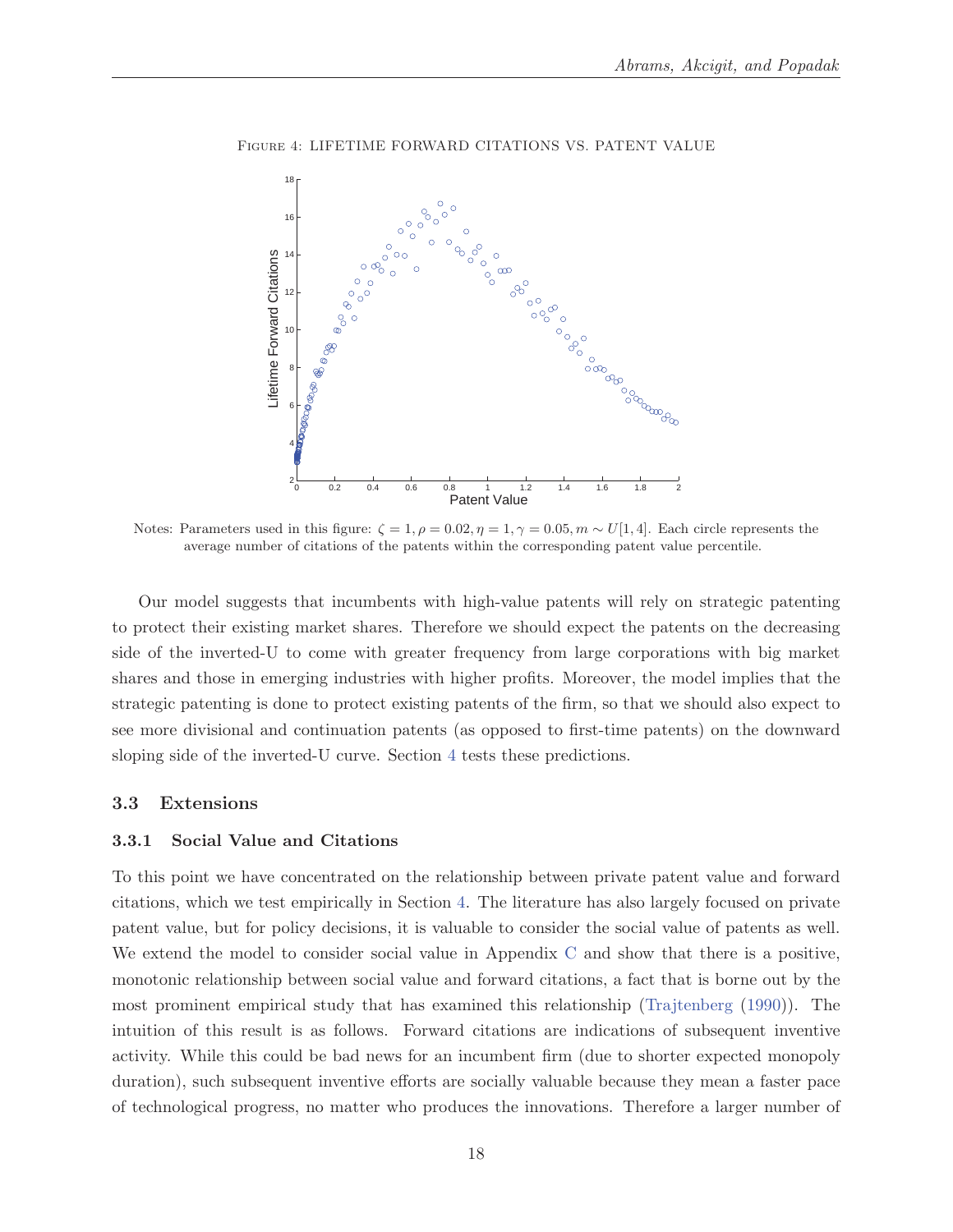Figure 4: Lifetime Forward Citations vs. Patent Value

Notes: Parameters used in this figure: $\zeta = 1, \rho = 0.02, \eta = 1, \gamma = 0.05, m \sim U[1, 4]$. Each circle represents the average number of citations of the patents within the corresponding patent value percentile.

Our model suggests that incumbents with high-value patents will rely on strategic patenting to protect their existing market shares. Therefore we should expect the patents on the decreasing side of the inverted-U to come with greater frequency from large corporations with big market shares and those in emerging industries with higher profits. Moreover, the model implies that the strategic patenting is done to protect existing patents of the firm, so that we should also expect to see more divisional and continuation patents (as opposed to first-time patents) on the downward sloping side of the inverted-U curve. Section 4 tests these predictions.

### 3.3 Extensions

#### 3.3.1 Social Value and Citations

To this point we have concentrated on the relationship between private patent value and forward citations, which we test empirically in Section 4. The literature has also largely focused on private patent value, but for policy decisions, it is valuable to consider the social value of patents as well. We extend the model to consider social value in Appendix C and show that there is a positive, monotonic relationship between social value and forward citations, a fact that is borne out by the most prominent empirical study that has examined this relationship (Trajtenberg (1990)). The intuition of this result is as follows. Forward citations are indications of subsequent inventive activity. While this could be bad news for an incumbent firm (due to shorter expected monopoly duration), such subsequent inventive efforts are socially valuable because they mean a faster pace of technological progress, no matter who produces the innovations. Therefore a larger number of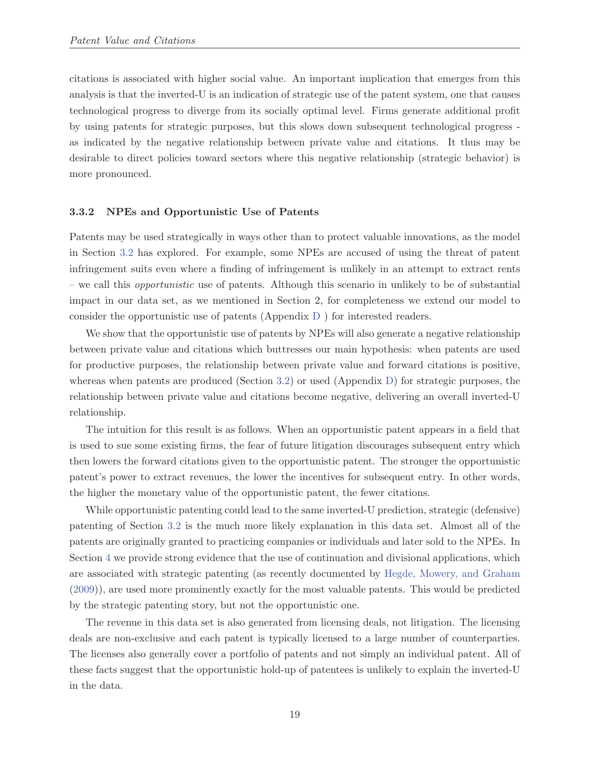citations is associated with higher social value. An important implication that emerges from this analysis is that the inverted-U is an indication of strategic use of the patent system, one that causes technological progress to diverge from its socially optimal level. Firms generate additional profit by using patents for strategic purposes, but this slows down subsequent technological progress - as indicated by the negative relationship between private value and citations. It thus may be desirable to direct policies toward sectors where this negative relationship (strategic behavior) is more pronounced.

### 3.3.2 NPEs and Opportunistic Use of Patents

Patents may be used strategically in ways other than to protect valuable innovations, as the model in Section 3.2 has explored. For example, some NPEs are accused of using the threat of patent infringement suits even where a finding of infringement is unlikely in an attempt to extract rents – we call this *opportunistic* use of patents. Although this scenario in unlikely to be of substantial impact in our data set, as we mentioned in Section 2, for completeness we extend our model to consider the opportunistic use of patents (Appendix D ) for interested readers.

We show that the opportunistic use of patents by NPEs will also generate a negative relationship between private value and citations which buttresses our main hypothesis: when patents are used for productive purposes, the relationship between private value and forward citations is positive, whereas when patents are produced (Section 3.2) or used (Appendix D) for strategic purposes, the relationship between private value and citations become negative, delivering an overall inverted-U relationship.

The intuition for this result is as follows. When an opportunistic patent appears in a field that is used to sue some existing firms, the fear of future litigation discourages subsequent entry which then lowers the forward citations given to the opportunistic patent. The stronger the opportunistic patent's power to extract revenues, the lower the incentives for subsequent entry. In other words, the higher the monetary value of the opportunistic patent, the fewer citations.

While opportunistic patenting could lead to the same inverted-U prediction, strategic (defensive) patenting of Section 3.2 is the much more likely explanation in this data set. Almost all of the patents are originally granted to practicing companies or individuals and later sold to the NPEs. In Section 4 we provide strong evidence that the use of continuation and divisional applications, which are associated with strategic patenting (as recently documented by Hegde, Mowery, and Graham (2009)), are used more prominently exactly for the most valuable patents. This would be predicted by the strategic patenting story, but not the opportunistic one.

The revenue in this data set is also generated from licensing deals, not litigation. The licensing deals are non-exclusive and each patent is typically licensed to a large number of counterparties. The licenses also generally cover a portfolio of patents and not simply an individual patent. All of these facts suggest that the opportunistic hold-up of patentees is unlikely to explain the inverted-U in the data.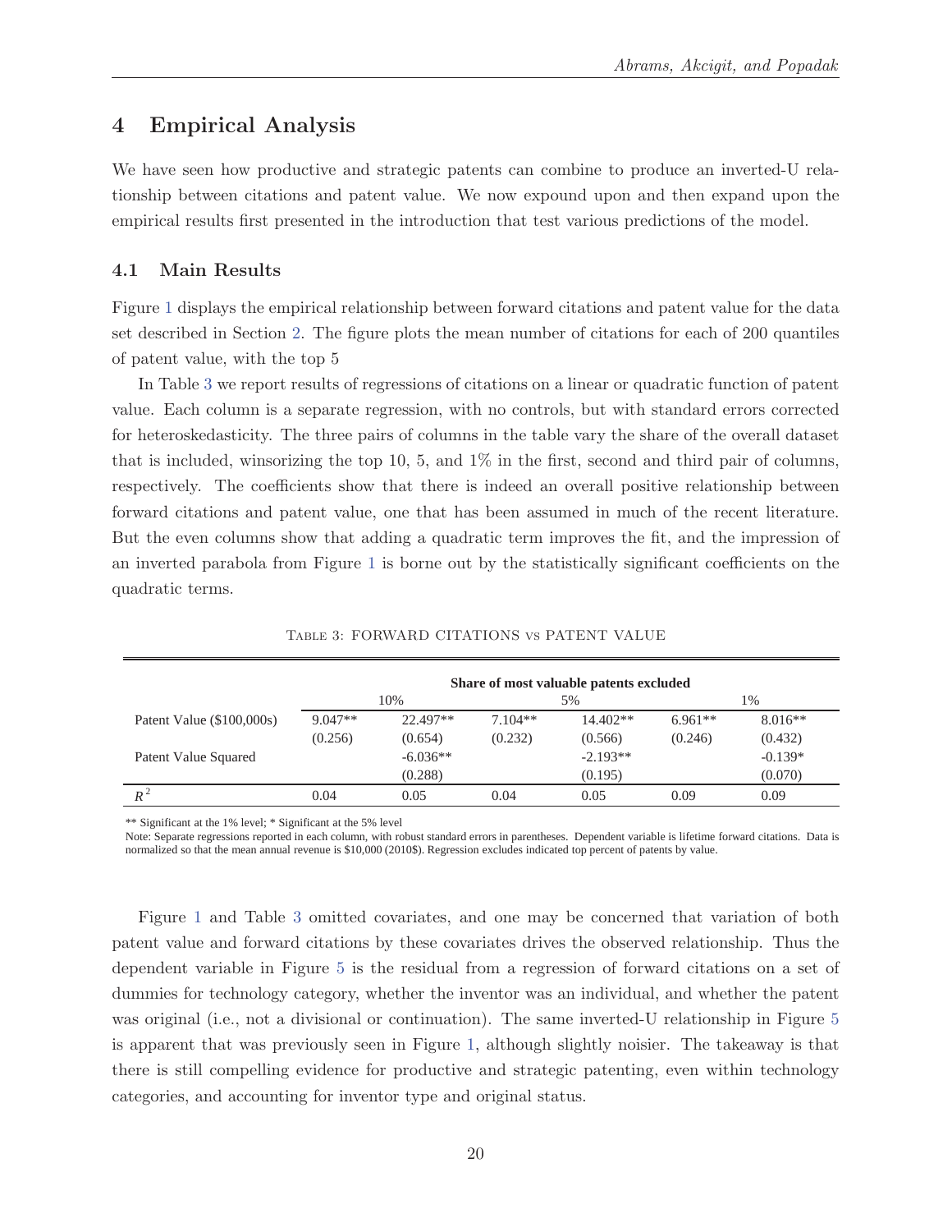## 4 Empirical Analysis

We have seen how productive and strategic patents can combine to produce an inverted-U relationship between citations and patent value. We now expound upon and then expand upon the empirical results first presented in the introduction that test various predictions of the model.

### 4.1 Main Results

Figure 1 displays the empirical relationship between forward citations and patent value for the data set described in Section 2. The figure plots the mean number of citations for each of 200 quantiles of patent value, with the top 5

In Table 3 we report results of regressions of citations on a linear or quadratic function of patent value. Each column is a separate regression, with no controls, but with standard errors corrected for heteroskedasticity. The three pairs of columns in the table vary the share of the overall dataset that is included, winsorizing the top 10, 5, and 1% in the first, second and third pair of columns, respectively. The coefficients show that there is indeed an overall positive relationship between forward citations and patent value, one that has been assumed in much of the recent literature. But the even columns show that adding a quadratic term improves the fit, and the impression of an inverted parabola from Figure 1 is borne out by the statistically significant coefficients on the quadratic terms.

Table 3: FORWARD CITATIONS vs PATENT VALUE

| | **Share of most valuable patents excluded** | | | | | |
|---|---|---|---|---|---|---|
| | 10% | | 5% | | 1% | |
| Patent Value ($100,000s) | 9.047** | 22.497** | 7.104** | 14.402** | 6.961** | 8.016** |
| | (0.256) | (0.654) | (0.232) | (0.566) | (0.246) | (0.432) |
| Patent Value Squared | | -6.036** | | -2.193** | | -0.139* |
| | | (0.288) | | (0.195) | | (0.070) |
| $R^2$ | 0.04 | 0.05 | 0.04 | 0.05 | 0.09 | 0.09 |

** Significant at the 1% level; * Significant at the 5% level

Note: Separate regressions reported in each column, with robust standard errors in parentheses. Dependent variable is lifetime forward citations. Data is normalized so that the mean annual revenue is $10,000 (2010$). Regression excludes indicated top percent of patents by value.

Figure 1 and Table 3 omitted covariates, and one may be concerned that variation of both patent value and forward citations by these covariates drives the observed relationship. Thus the dependent variable in Figure 5 is the residual from a regression of forward citations on a set of dummies for technology category, whether the inventor was an individual, and whether the patent was original (i.e., not a divisional or continuation). The same inverted-U relationship in Figure 5 is apparent that was previously seen in Figure 1, although slightly noisier. The takeaway is that there is still compelling evidence for productive and strategic patenting, even within technology categories, and accounting for inventor type and original status.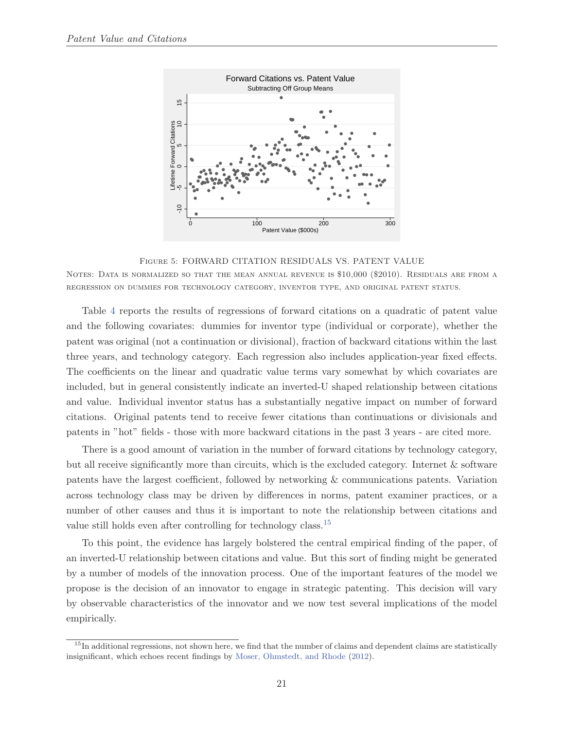Forward Citations vs. Patent Value

Subtracting Off Group Means

Lifetime Forward Citations

-10 -5 0 5 10 15

0 100 200 300

Patent Value ($000s)

Figure 5: Forward citation residuals vs. patent value

Notes: Data is normalized so that the mean annual revenue is $10,000 ($2010). Residuals are from a regression on dummies for technology category, inventor type, and original patent status.

Table 4 reports the results of regressions of forward citations on a quadratic of patent value and the following covariates: dummies for inventor type (individual or corporate), whether the patent was original (not a continuation or divisional), fraction of backward citations within the last three years, and technology category. Each regression also includes application-year fixed effects. The coefficients on the linear and quadratic value terms vary somewhat by which covariates are included, but in general consistently indicate an inverted-U shaped relationship between citations and value. Individual inventor status has a substantially negative impact on number of forward citations. Original patents tend to receive fewer citations than continuations or divisionals and patents in "hot" fields - those with more backward citations in the past 3 years - are cited more.

There is a good amount of variation in the number of forward citations by technology category, but all receive significantly more than circuits, which is the excluded category. Internet & software patents have the largest coefficient, followed by networking & communications patents. Variation across technology class may be driven by differences in norms, patent examiner practices, or a number of other causes and thus it is important to note the relationship between citations and value still holds even after controlling for technology class.[15]

To this point, the evidence has largely bolstered the central empirical finding of the paper, of an inverted-U relationship between citations and value. But this sort of finding might be generated by a number of models of the innovation process. One of the important features of the model we propose is the decision of an innovator to engage in strategic patenting. This decision will vary by observable characteristics of the innovator and we now test several implications of the model empirically.

[15] In additional regressions, not shown here, we find that the number of claims and dependent claims are statistically insignificant, which echoes recent findings by Moser, Ohmstedt, and Rhode (2012).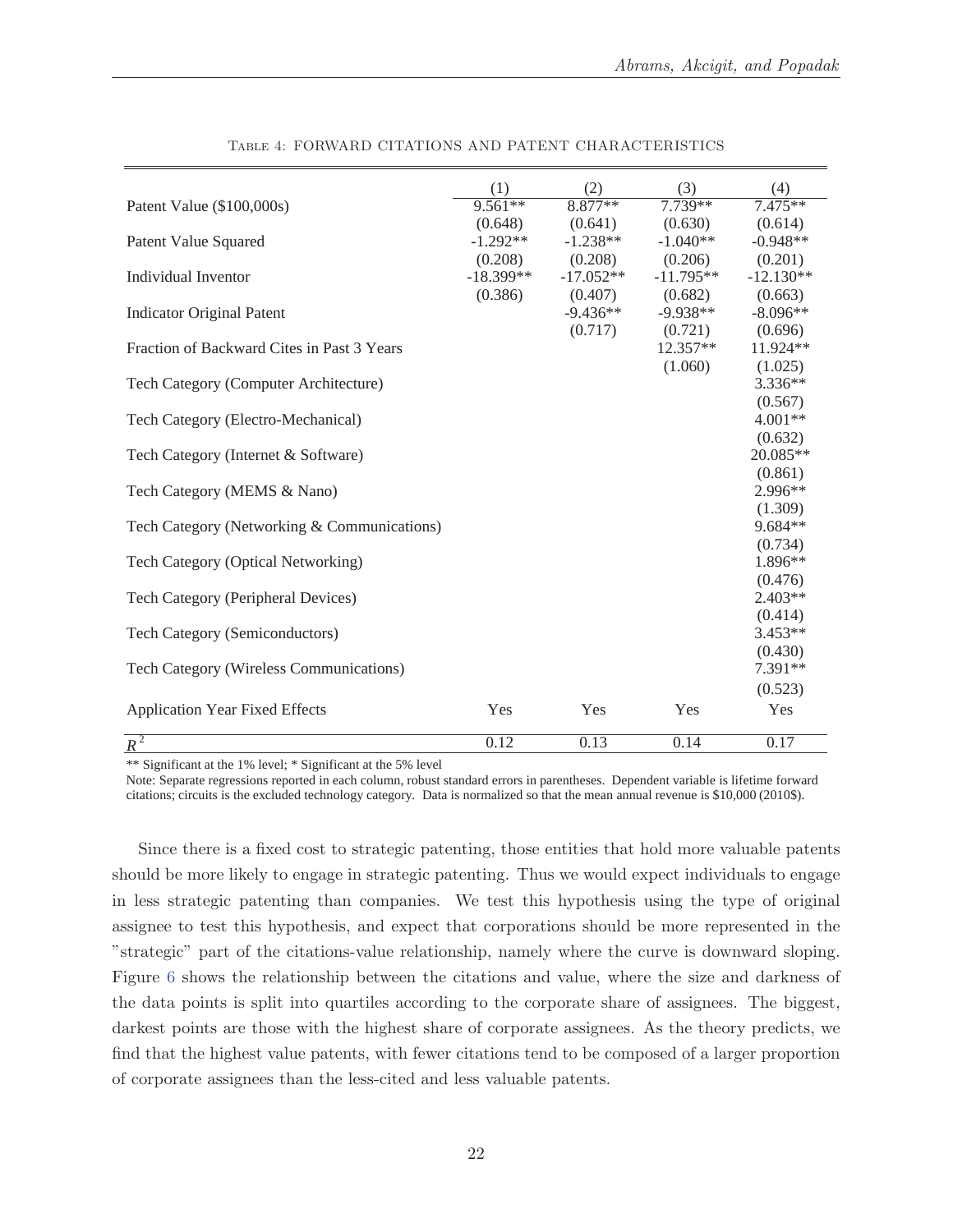Table 4: FORWARD CITATIONS AND PATENT CHARACTERISTICS

| | (1) | (2) | (3) | (4) |
|---|---|---|---|---|
| Patent Value ($100,000s) | 9.561** | 8.877** | 7.739** | 7.475** |
| | (0.648) | (0.641) | (0.630) | (0.614) |
| Patent Value Squared | -1.292** | -1.238** | -1.040** | -0.948** |
| | (0.208) | (0.208) | (0.206) | (0.201) |
| Individual Inventor | -18.399** | -17.052** | -11.795** | -12.130** |
| | (0.386) | (0.407) | (0.682) | (0.663) |
| Indicator Original Patent | | -9.436** | -9.938** | -8.096** |
| | | (0.717) | (0.721) | (0.696) |
| Fraction of Backward Cites in Past 3 Years | | | 12.357** | 11.924** |
| | | | (1.060) | (1.025) |
| Tech Category (Computer Architecture) | | | | 3.336** |
| | | | | (0.567) |
| Tech Category (Electro-Mechanical) | | | | 4.001** |
| | | | | (0.632) |
| Tech Category (Internet & Software) | | | | 20.085** |
| | | | | (0.861) |
| Tech Category (MEMS & Nano) | | | | 2.996** |
| | | | | (1.309) |
| Tech Category (Networking & Communications) | | | | 9.684** |
| | | | | (0.734) |
| Tech Category (Optical Networking) | | | | 1.896** |
| | | | | (0.476) |
| Tech Category (Peripheral Devices) | | | | 2.403** |
| | | | | (0.414) |
| Tech Category (Semiconductors) | | | | 3.453** |
| | | | | (0.430) |
| Tech Category (Wireless Communications) | | | | 7.391** |
| | | | | (0.523) |
| Application Year Fixed Effects | Yes | Yes | Yes | Yes |
| $R^2$ | 0.12 | 0.13 | 0.14 | 0.17 |

** Significant at the 1% level; * Significant at the 5% level

Note: Separate regressions reported in each column, robust standard errors in parentheses. Dependent variable is lifetime forward citations; circuits is the excluded technology category. Data is normalized so that the mean annual revenue is $10,000 (2010$).

Since there is a fixed cost to strategic patenting, those entities that hold more valuable patents should be more likely to engage in strategic patenting. Thus we would expect individuals to engage in less strategic patenting than companies. We test this hypothesis using the type of original assignee to test this hypothesis, and expect that corporations should be more represented in the "strategic" part of the citations-value relationship, namely where the curve is downward sloping. Figure 6 shows the relationship between the citations and value, where the size and darkness of the data points is split into quartiles according to the corporate share of assignees. The biggest, darkest points are those with the highest share of corporate assignees. As the theory predicts, we find that the highest value patents, with fewer citations tend to be composed of a larger proportion of corporate assignees than the less-cited and less valuable patents.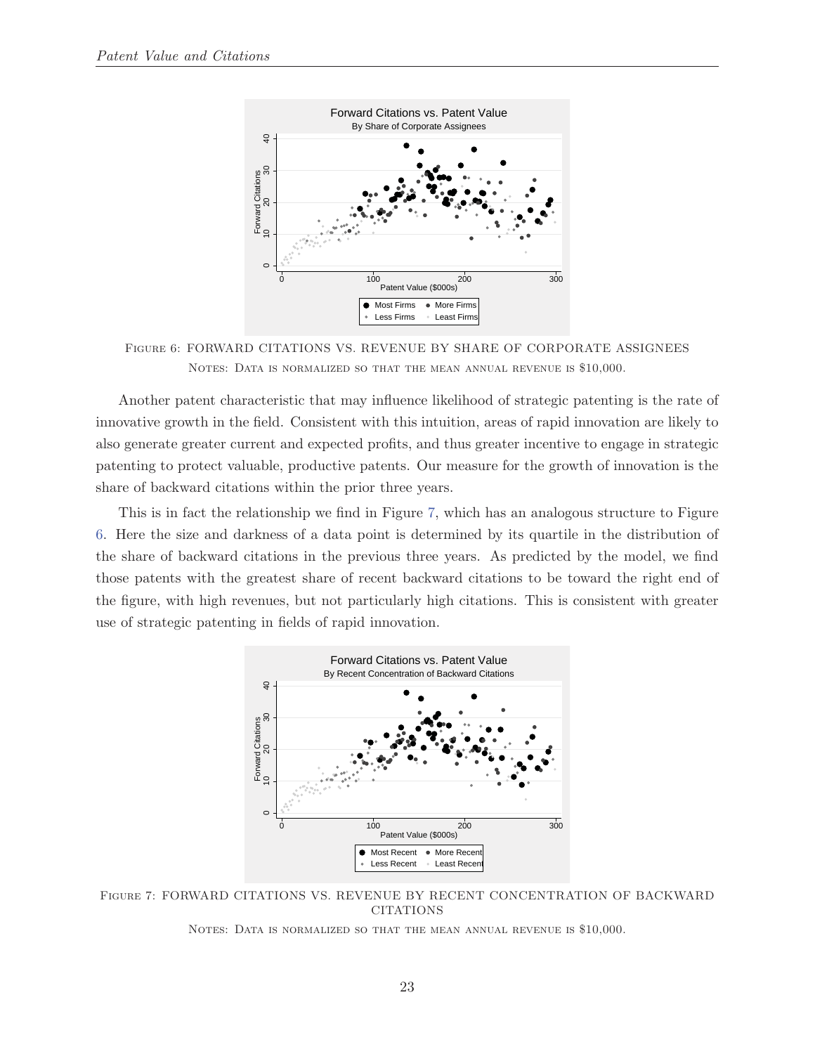Figure 6: FORWARD CITATIONS VS. REVENUE BY SHARE OF CORPORATE ASSIGNEES

Notes: Data is normalized so that the mean annual revenue is $10,000.

Another patent characteristic that may influence likelihood of strategic patenting is the rate of innovative growth in the field. Consistent with this intuition, areas of rapid innovation are likely to also generate greater current and expected profits, and thus greater incentive to engage in strategic patenting to protect valuable, productive patents. Our measure for the growth of innovation is the share of backward citations within the prior three years.

This is in fact the relationship we find in Figure 7, which has an analogous structure to Figure 6. Here the size and darkness of a data point is determined by its quartile in the distribution of the share of backward citations in the previous three years. As predicted by the model, we find those patents with the greatest share of recent backward citations to be toward the right end of the figure, with high revenues, but not particularly high citations. This is consistent with greater use of strategic patenting in fields of rapid innovation.

Figure 7: FORWARD CITATIONS VS. REVENUE BY RECENT CONCENTRATION OF BACKWARD CITATIONS

Notes: Data is normalized so that the mean annual revenue is $10,000.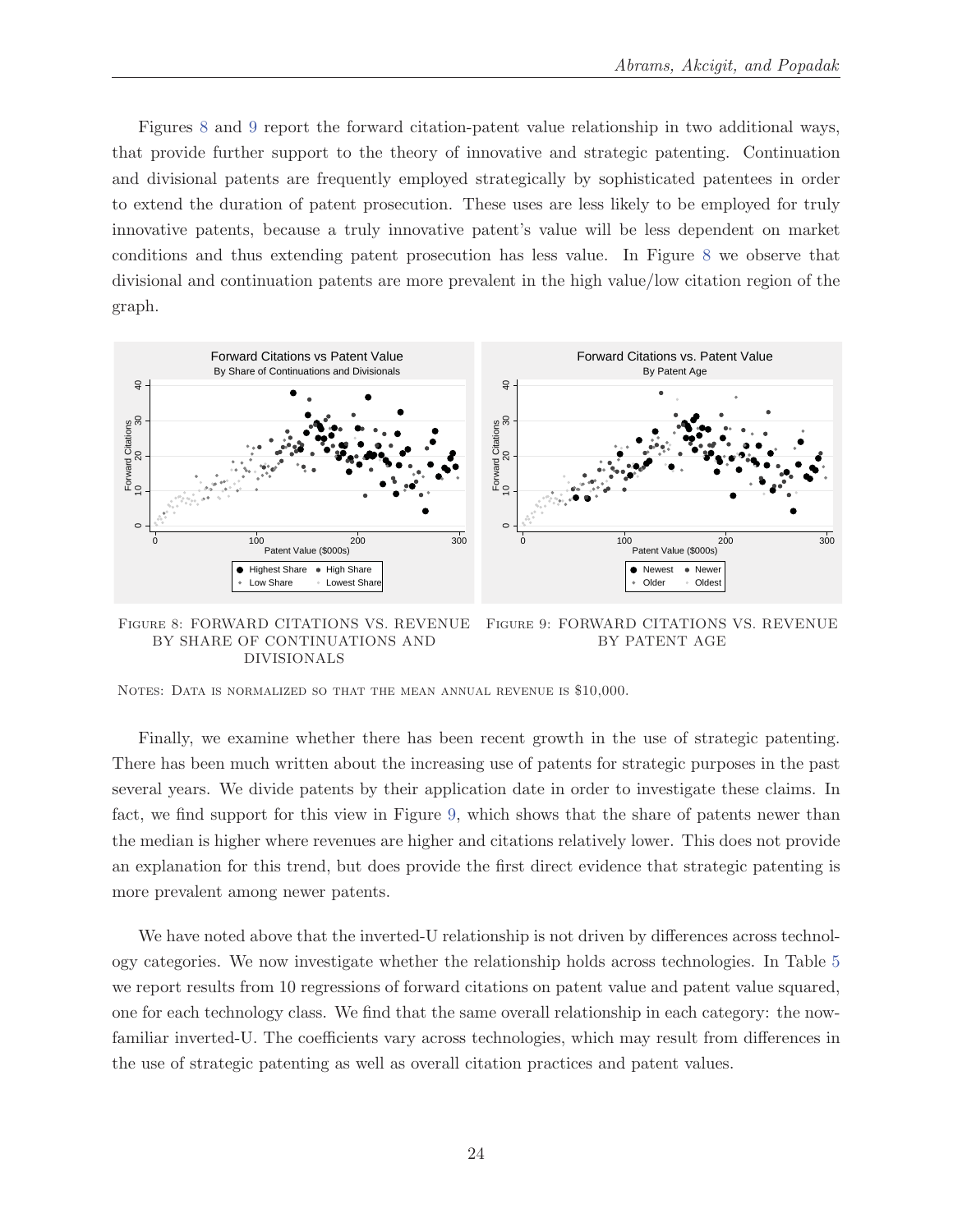Figures 8 and 9 report the forward citation-patent value relationship in two additional ways, that provide further support to the theory of innovative and strategic patenting. Continuation and divisional patents are frequently employed strategically by sophisticated patentees in order to extend the duration of patent prosecution. These uses are less likely to be employed for truly innovative patents, because a truly innovative patent's value will be less dependent on market conditions and thus extending patent prosecution has less value. In Figure 8 we observe that divisional and continuation patents are more prevalent in the high value/low citation region of the graph.

Figure 8: Forward citations vs. revenue by share of continuations and divisionals

Figure 9: Forward citations vs. revenue by patent age

Notes: Data is normalized so that the mean annual revenue is $10,000.

Finally, we examine whether there has been recent growth in the use of strategic patenting. There has been much written about the increasing use of patents for strategic purposes in the past several years. We divide patents by their application date in order to investigate these claims. In fact, we find support for this view in Figure 9, which shows that the share of patents newer than the median is higher where revenues are higher and citations relatively lower. This does not provide an explanation for this trend, but does provide the first direct evidence that strategic patenting is more prevalent among newer patents.

We have noted above that the inverted-U relationship is not driven by differences across technology categories. We now investigate whether the relationship holds across technologies. In Table 5 we report results from 10 regressions of forward citations on patent value and patent value squared, one for each technology class. We find that the same overall relationship in each category: the now-familiar inverted-U. The coefficients vary across technologies, which may result from differences in the use of strategic patenting as well as overall citation practices and patent values.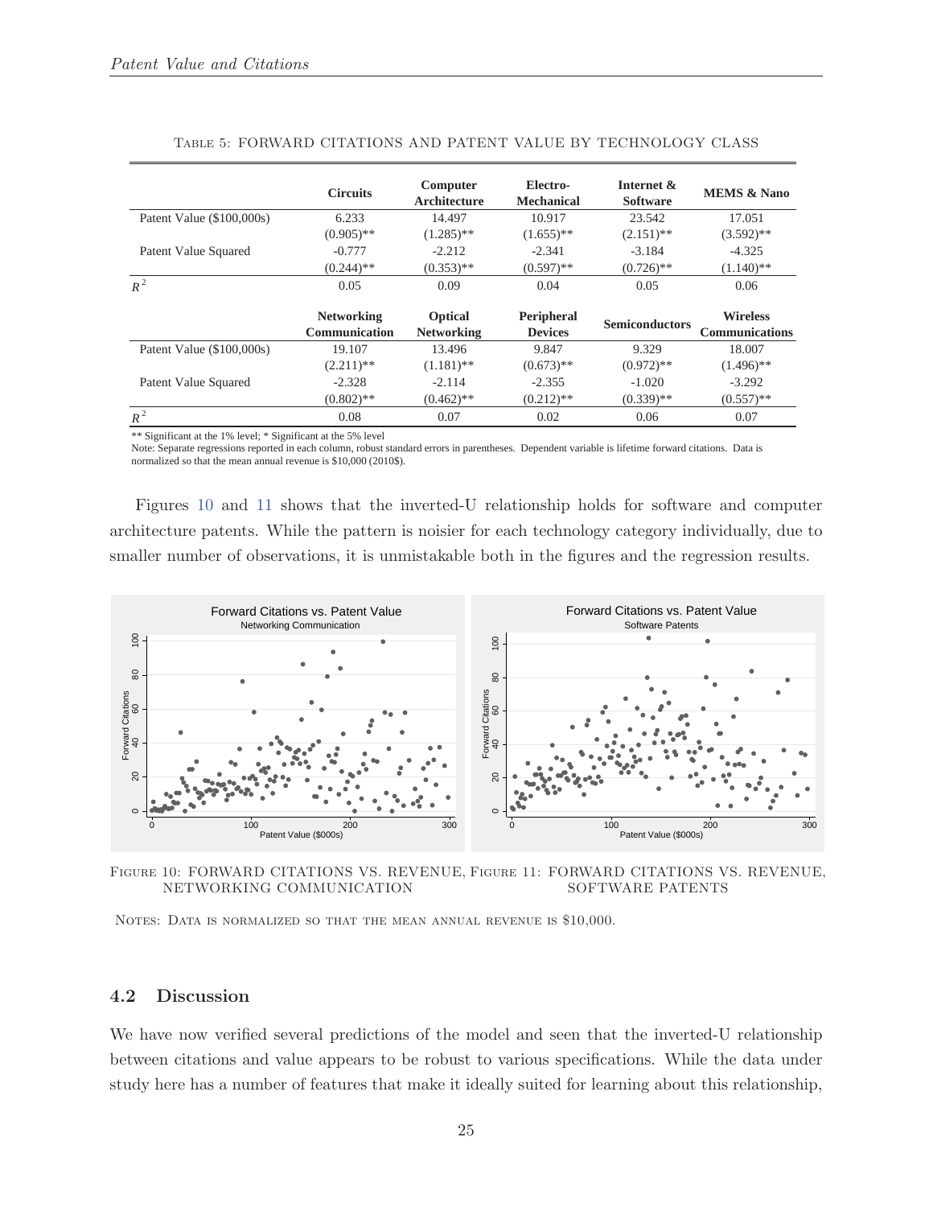Table 5: Forward Citations and Patent Value by Technology Class

| | Circuits | Computer Architecture | Electro-Mechanical | Internet & Software | MEMS & Nano |
|---|---|---|---|---|---|
| Patent Value ($100,000s) | 6.233 | 14.497 | 10.917 | 23.542 | 17.051 |
| | (0.905)** | (1.285)** | (1.655)** | (2.151)** | (3.592)** |
| Patent Value Squared | -0.777 | -2.212 | -2.341 | -3.184 | -4.325 |
| | (0.244)** | (0.353)** | (0.597)** | (0.726)** | (1.140)** |
| $R^2$ | 0.05 | 0.09 | 0.04 | 0.05 | 0.06 |
| | **Networking Communication** | **Optical Networking** | **Peripheral Devices** | **Semiconductors** | **Wireless Communications** |
| Patent Value ($100,000s) | 19.107 | 13.496 | 9.847 | 9.329 | 18.007 |
| | (2.211)** | (1.181)** | (0.673)** | (0.972)** | (1.496)** |
| Patent Value Squared | -2.328 | -2.114 | -2.355 | -1.020 | -3.292 |
| | (0.802)** | (0.462)** | (0.212)** | (0.339)** | (0.557)** |
| $R^2$ | 0.08 | 0.07 | 0.02 | 0.06 | 0.07 |

** Significant at the 1% level; * Significant at the 5% level

Note: Separate regressions reported in each column, robust standard errors in parentheses. Dependent variable is lifetime forward citations. Data is normalized so that the mean annual revenue is $10,000 (2010$).

Figures 10 and 11 shows that the inverted-U relationship holds for software and computer architecture patents. While the pattern is noisier for each technology category individually, due to smaller number of observations, it is unmistakable both in the figures and the regression results.

Figure 10: Forward Citations vs. Revenue, Networking Communication

Figure 11: Forward Citations vs. Revenue, Software Patents

Notes: Data is normalized so that the mean annual revenue is $10,000.

## 4.2 Discussion

We have now verified several predictions of the model and seen that the inverted-U relationship between citations and value appears to be robust to various specifications. While the data under study here has a number of features that make it ideally suited for learning about this relationship,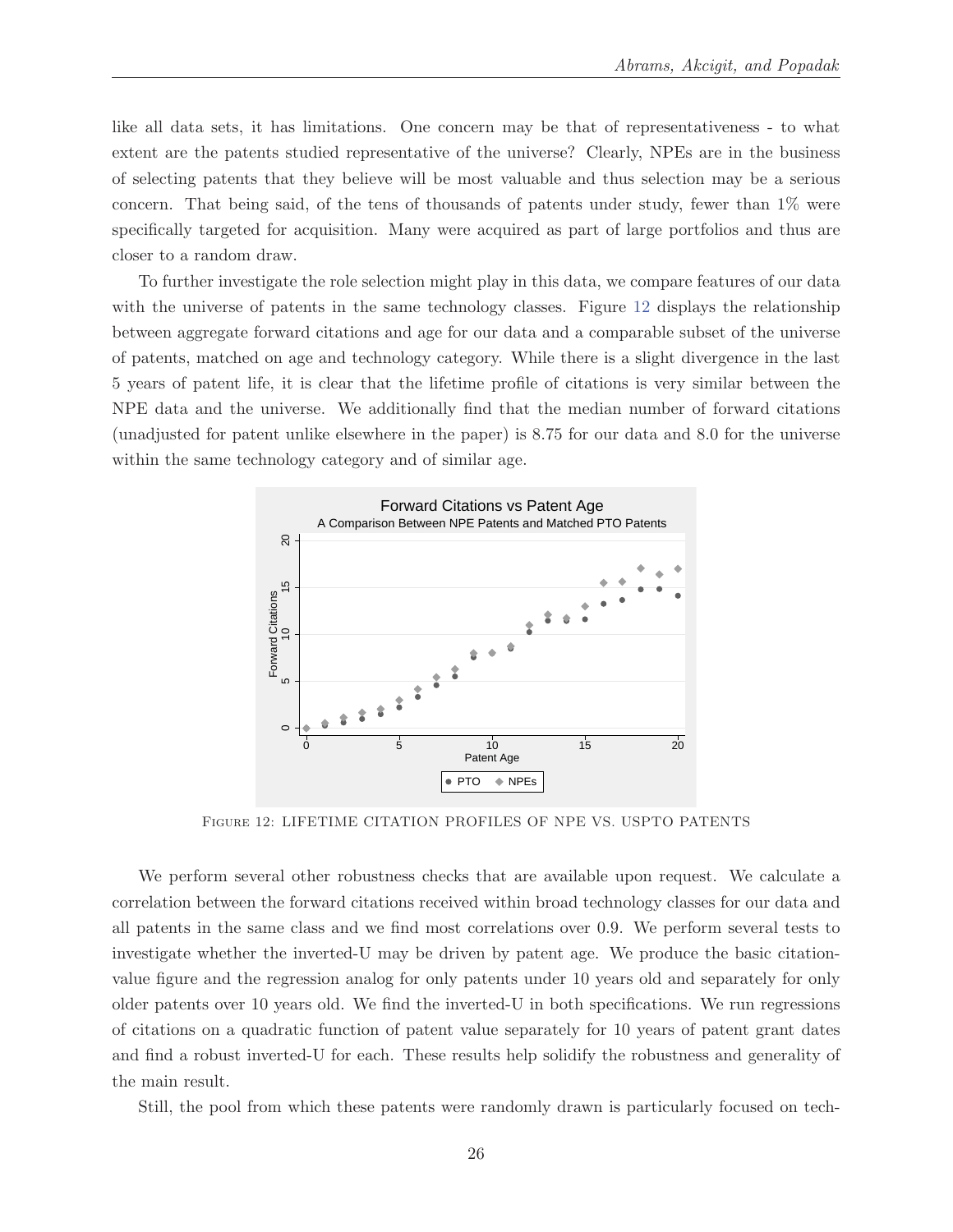like all data sets, it has limitations. One concern may be that of representativeness - to what extent are the patents studied representative of the universe? Clearly, NPEs are in the business of selecting patents that they believe will be most valuable and thus selection may be a serious concern. That being said, of the tens of thousands of patents under study, fewer than 1% were specifically targeted for acquisition. Many were acquired as part of large portfolios and thus are closer to a random draw.

To further investigate the role selection might play in this data, we compare features of our data with the universe of patents in the same technology classes. Figure 12 displays the relationship between aggregate forward citations and age for our data and a comparable subset of the universe of patents, matched on age and technology category. While there is a slight divergence in the last 5 years of patent life, it is clear that the lifetime profile of citations is very similar between the NPE data and the universe. We additionally find that the median number of forward citations (unadjusted for patent unlike elsewhere in the paper) is 8.75 for our data and 8.0 for the universe within the same technology category and of similar age.

Figure 12: Lifetime citation profiles of NPE vs. USPTO patents

We perform several other robustness checks that are available upon request. We calculate a correlation between the forward citations received within broad technology classes for our data and all patents in the same class and we find most correlations over 0.9. We perform several tests to investigate whether the inverted-U may be driven by patent age. We produce the basic citation-value figure and the regression analog for only patents under 10 years old and separately for only older patents over 10 years old. We find the inverted-U in both specifications. We run regressions of citations on a quadratic function of patent value separately for 10 years of patent grant dates and find a robust inverted-U for each. These results help solidify the robustness and generality of the main result.

Still, the pool from which these patents were randomly drawn is particularly focused on tech-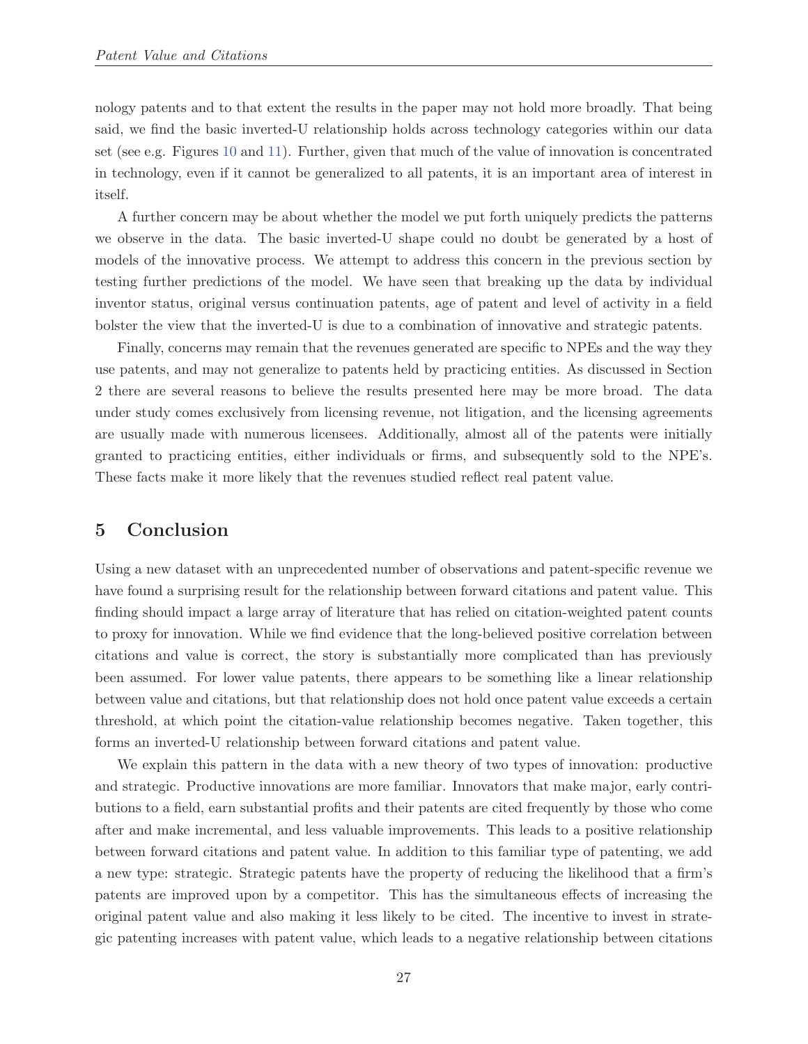nology patents and to that extent the results in the paper may not hold more broadly. That being said, we find the basic inverted-U relationship holds across technology categories within our data set (see e.g. Figures 10 and 11). Further, given that much of the value of innovation is concentrated in technology, even if it cannot be generalized to all patents, it is an important area of interest in itself.

A further concern may be about whether the model we put forth uniquely predicts the patterns we observe in the data. The basic inverted-U shape could no doubt be generated by a host of models of the innovative process. We attempt to address this concern in the previous section by testing further predictions of the model. We have seen that breaking up the data by individual inventor status, original versus continuation patents, age of patent and level of activity in a field bolster the view that the inverted-U is due to a combination of innovative and strategic patents.

Finally, concerns may remain that the revenues generated are specific to NPEs and the way they use patents, and may not generalize to patents held by practicing entities. As discussed in Section 2 there are several reasons to believe the results presented here may be more broad. The data under study comes exclusively from licensing revenue, not litigation, and the licensing agreements are usually made with numerous licensees. Additionally, almost all of the patents were initially granted to practicing entities, either individuals or firms, and subsequently sold to the NPE's. These facts make it more likely that the revenues studied reflect real patent value.

## 5 Conclusion

Using a new dataset with an unprecedented number of observations and patent-specific revenue we have found a surprising result for the relationship between forward citations and patent value. This finding should impact a large array of literature that has relied on citation-weighted patent counts to proxy for innovation. While we find evidence that the long-believed positive correlation between citations and value is correct, the story is substantially more complicated than has previously been assumed. For lower value patents, there appears to be something like a linear relationship between value and citations, but that relationship does not hold once patent value exceeds a certain threshold, at which point the citation-value relationship becomes negative. Taken together, this forms an inverted-U relationship between forward citations and patent value.

We explain this pattern in the data with a new theory of two types of innovation: productive and strategic. Productive innovations are more familiar. Innovators that make major, early contributions to a field, earn substantial profits and their patents are cited frequently by those who come after and make incremental, and less valuable improvements. This leads to a positive relationship between forward citations and patent value. In addition to this familiar type of patenting, we add a new type: strategic. Strategic patents have the property of reducing the likelihood that a firm's patents are improved upon by a competitor. This has the simultaneous effects of increasing the original patent value and also making it less likely to be cited. The incentive to invest in strategic patenting increases with patent value, which leads to a negative relationship between citations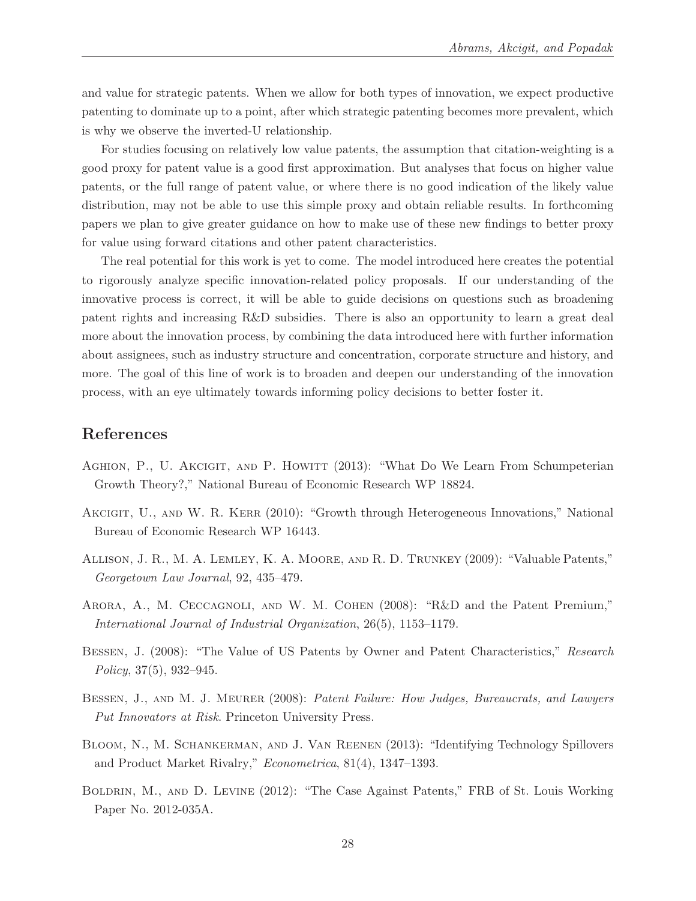and value for strategic patents. When we allow for both types of innovation, we expect productive patenting to dominate up to a point, after which strategic patenting becomes more prevalent, which is why we observe the inverted-U relationship.

For studies focusing on relatively low value patents, the assumption that citation-weighting is a good proxy for patent value is a good first approximation. But analyses that focus on higher value patents, or the full range of patent value, or where there is no good indication of the likely value distribution, may not be able to use this simple proxy and obtain reliable results. In forthcoming papers we plan to give greater guidance on how to make use of these new findings to better proxy for value using forward citations and other patent characteristics.

The real potential for this work is yet to come. The model introduced here creates the potential to rigorously analyze specific innovation-related policy proposals. If our understanding of the innovative process is correct, it will be able to guide decisions on questions such as broadening patent rights and increasing R&D subsidies. There is also an opportunity to learn a great deal more about the innovation process, by combining the data introduced here with further information about assignees, such as industry structure and concentration, corporate structure and history, and more. The goal of this line of work is to broaden and deepen our understanding of the innovation process, with an eye ultimately towards informing policy decisions to better foster it.

## References

Aghion, P., U. Akcigit, and P. Howitt (2013): "What Do We Learn From Schumpeterian Growth Theory?," National Bureau of Economic Research WP 18824.

Akcigit, U., and W. R. Kerr (2010): "Growth through Heterogeneous Innovations," National Bureau of Economic Research WP 16443.

Allison, J. R., M. A. Lemley, K. A. Moore, and R. D. Trunkey (2009): "Valuable Patents," *Georgetown Law Journal*, 92, 435–479.

Arora, A., M. Ceccagnoli, and W. M. Cohen (2008): "R&D and the Patent Premium," *International Journal of Industrial Organization*, 26(5), 1153–1179.

Bessen, J. (2008): "The Value of US Patents by Owner and Patent Characteristics," *Research Policy*, 37(5), 932–945.

Bessen, J., and M. J. Meurer (2008): *Patent Failure: How Judges, Bureaucrats, and Lawyers Put Innovators at Risk*. Princeton University Press.

Bloom, N., M. Schankerman, and J. Van Reenen (2013): "Identifying Technology Spillovers and Product Market Rivalry," *Econometrica*, 81(4), 1347–1393.

Boldrin, M., and D. Levine (2012): "The Case Against Patents," FRB of St. Louis Working Paper No. 2012-035A.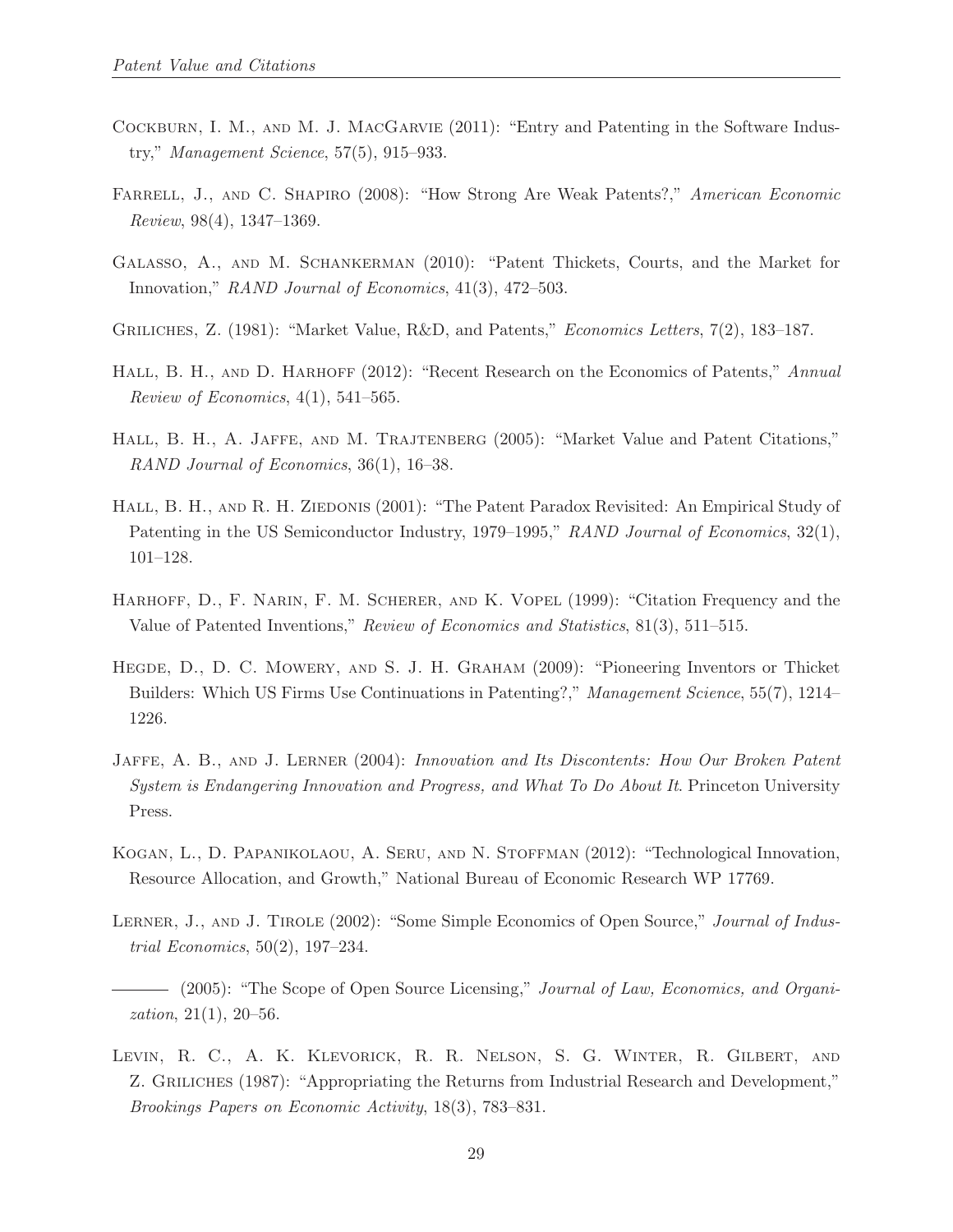Cockburn, I. M., and M. J. MacGarvie (2011): "Entry and Patenting in the Software Industry," *Management Science*, 57(5), 915–933.

Farrell, J., and C. Shapiro (2008): "How Strong Are Weak Patents?," *American Economic Review*, 98(4), 1347–1369.

Galasso, A., and M. Schankerman (2010): "Patent Thickets, Courts, and the Market for Innovation," *RAND Journal of Economics*, 41(3), 472–503.

Griliches, Z. (1981): "Market Value, R&D, and Patents," *Economics Letters*, 7(2), 183–187.

Hall, B. H., and D. Harhoff (2012): "Recent Research on the Economics of Patents," *Annual Review of Economics*, 4(1), 541–565.

Hall, B. H., A. Jaffe, and M. Trajtenberg (2005): "Market Value and Patent Citations," *RAND Journal of Economics*, 36(1), 16–38.

Hall, B. H., and R. H. Ziedonis (2001): "The Patent Paradox Revisited: An Empirical Study of Patenting in the US Semiconductor Industry, 1979–1995," *RAND Journal of Economics*, 32(1), 101–128.

Harhoff, D., F. Narin, F. M. Scherer, and K. Vopel (1999): "Citation Frequency and the Value of Patented Inventions," *Review of Economics and Statistics*, 81(3), 511–515.

Hegde, D., D. C. Mowery, and S. J. H. Graham (2009): "Pioneering Inventors or Thicket Builders: Which US Firms Use Continuations in Patenting?," *Management Science*, 55(7), 1214–1226.

Jaffe, A. B., and J. Lerner (2004): *Innovation and Its Discontents: How Our Broken Patent System is Endangering Innovation and Progress, and What To Do About It*. Princeton University Press.

Kogan, L., D. Papanikolaou, A. Seru, and N. Stoffman (2012): "Technological Innovation, Resource Allocation, and Growth," National Bureau of Economic Research WP 17769.

Lerner, J., and J. Tirole (2002): "Some Simple Economics of Open Source," *Journal of Industrial Economics*, 50(2), 197–234.

——— (2005): "The Scope of Open Source Licensing," *Journal of Law, Economics, and Organization*, 21(1), 20–56.

Levin, R. C., A. K. Klevorick, R. R. Nelson, S. G. Winter, R. Gilbert, and Z. Griliches (1987): "Appropriating the Returns from Industrial Research and Development," *Brookings Papers on Economic Activity*, 18(3), 783–831.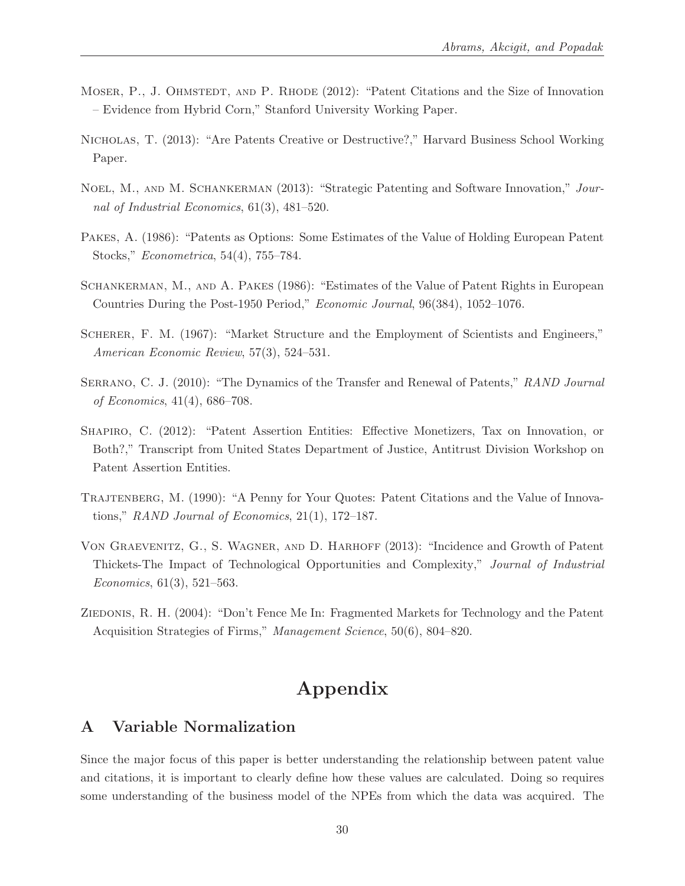Moser, P., J. Ohmstedt, and P. Rhode (2012): "Patent Citations and the Size of Innovation – Evidence from Hybrid Corn," Stanford University Working Paper.

Nicholas, T. (2013): "Are Patents Creative or Destructive?," Harvard Business School Working Paper.

Noel, M., and M. Schankerman (2013): "Strategic Patenting and Software Innovation," *Journal of Industrial Economics*, 61(3), 481–520.

Pakes, A. (1986): "Patents as Options: Some Estimates of the Value of Holding European Patent Stocks," *Econometrica*, 54(4), 755–784.

Schankerman, M., and A. Pakes (1986): "Estimates of the Value of Patent Rights in European Countries During the Post-1950 Period," *Economic Journal*, 96(384), 1052–1076.

Scherer, F. M. (1967): "Market Structure and the Employment of Scientists and Engineers," *American Economic Review*, 57(3), 524–531.

Serrano, C. J. (2010): "The Dynamics of the Transfer and Renewal of Patents," *RAND Journal of Economics*, 41(4), 686–708.

Shapiro, C. (2012): "Patent Assertion Entities: Effective Monetizers, Tax on Innovation, or Both?," Transcript from United States Department of Justice, Antitrust Division Workshop on Patent Assertion Entities.

Trajtenberg, M. (1990): "A Penny for Your Quotes: Patent Citations and the Value of Innovations," *RAND Journal of Economics*, 21(1), 172–187.

Von Graevenitz, G., S. Wagner, and D. Harhoff (2013): "Incidence and Growth of Patent Thickets-The Impact of Technological Opportunities and Complexity," *Journal of Industrial Economics*, 61(3), 521–563.

Ziedonis, R. H. (2004): "Don't Fence Me In: Fragmented Markets for Technology and the Patent Acquisition Strategies of Firms," *Management Science*, 50(6), 804–820.

# Appendix

## A Variable Normalization

Since the major focus of this paper is better understanding the relationship between patent value and citations, it is important to clearly define how these values are calculated. Doing so requires some understanding of the business model of the NPEs from which the data was acquired. The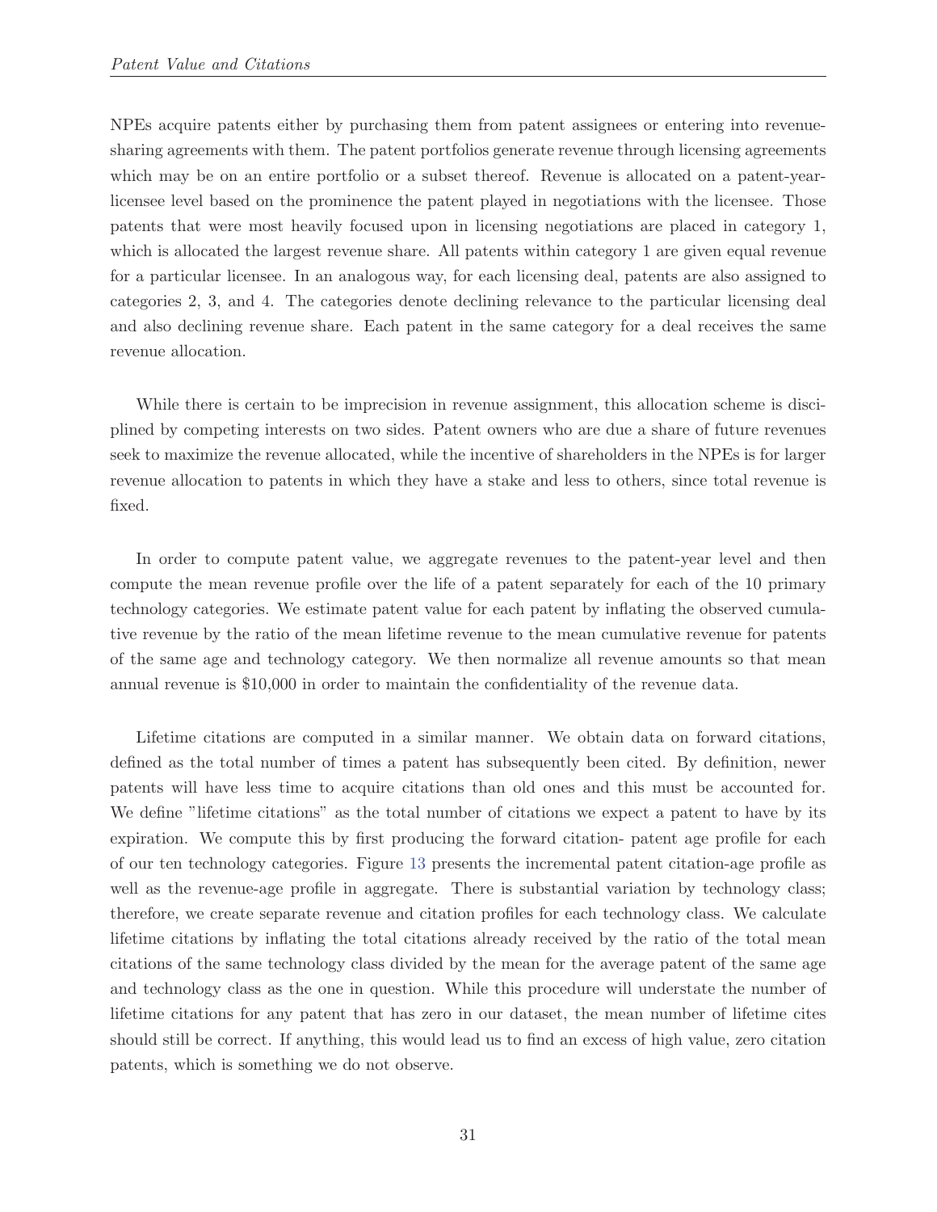NPEs acquire patents either by purchasing them from patent assignees or entering into revenue-sharing agreements with them. The patent portfolios generate revenue through licensing agreements which may be on an entire portfolio or a subset thereof. Revenue is allocated on a patent-year-licensee level based on the prominence the patent played in negotiations with the licensee. Those patents that were most heavily focused upon in licensing negotiations are placed in category 1, which is allocated the largest revenue share. All patents within category 1 are given equal revenue for a particular licensee. In an analogous way, for each licensing deal, patents are also assigned to categories 2, 3, and 4. The categories denote declining relevance to the particular licensing deal and also declining revenue share. Each patent in the same category for a deal receives the same revenue allocation.

While there is certain to be imprecision in revenue assignment, this allocation scheme is disciplined by competing interests on two sides. Patent owners who are due a share of future revenues seek to maximize the revenue allocated, while the incentive of shareholders in the NPEs is for larger revenue allocation to patents in which they have a stake and less to others, since total revenue is fixed.

In order to compute patent value, we aggregate revenues to the patent-year level and then compute the mean revenue profile over the life of a patent separately for each of the 10 primary technology categories. We estimate patent value for each patent by inflating the observed cumulative revenue by the ratio of the mean lifetime revenue to the mean cumulative revenue for patents of the same age and technology category. We then normalize all revenue amounts so that mean annual revenue is $10,000 in order to maintain the confidentiality of the revenue data.

Lifetime citations are computed in a similar manner. We obtain data on forward citations, defined as the total number of times a patent has subsequently been cited. By definition, newer patents will have less time to acquire citations than old ones and this must be accounted for. We define "lifetime citations" as the total number of citations we expect a patent to have by its expiration. We compute this by first producing the forward citation- patent age profile for each of our ten technology categories. Figure 13 presents the incremental patent citation-age profile as well as the revenue-age profile in aggregate. There is substantial variation by technology class; therefore, we create separate revenue and citation profiles for each technology class. We calculate lifetime citations by inflating the total citations already received by the ratio of the total mean citations of the same technology class divided by the mean for the average patent of the same age and technology class as the one in question. While this procedure will understate the number of lifetime citations for any patent that has zero in our dataset, the mean number of lifetime cites should still be correct. If anything, this would lead us to find an excess of high value, zero citation patents, which is something we do not observe.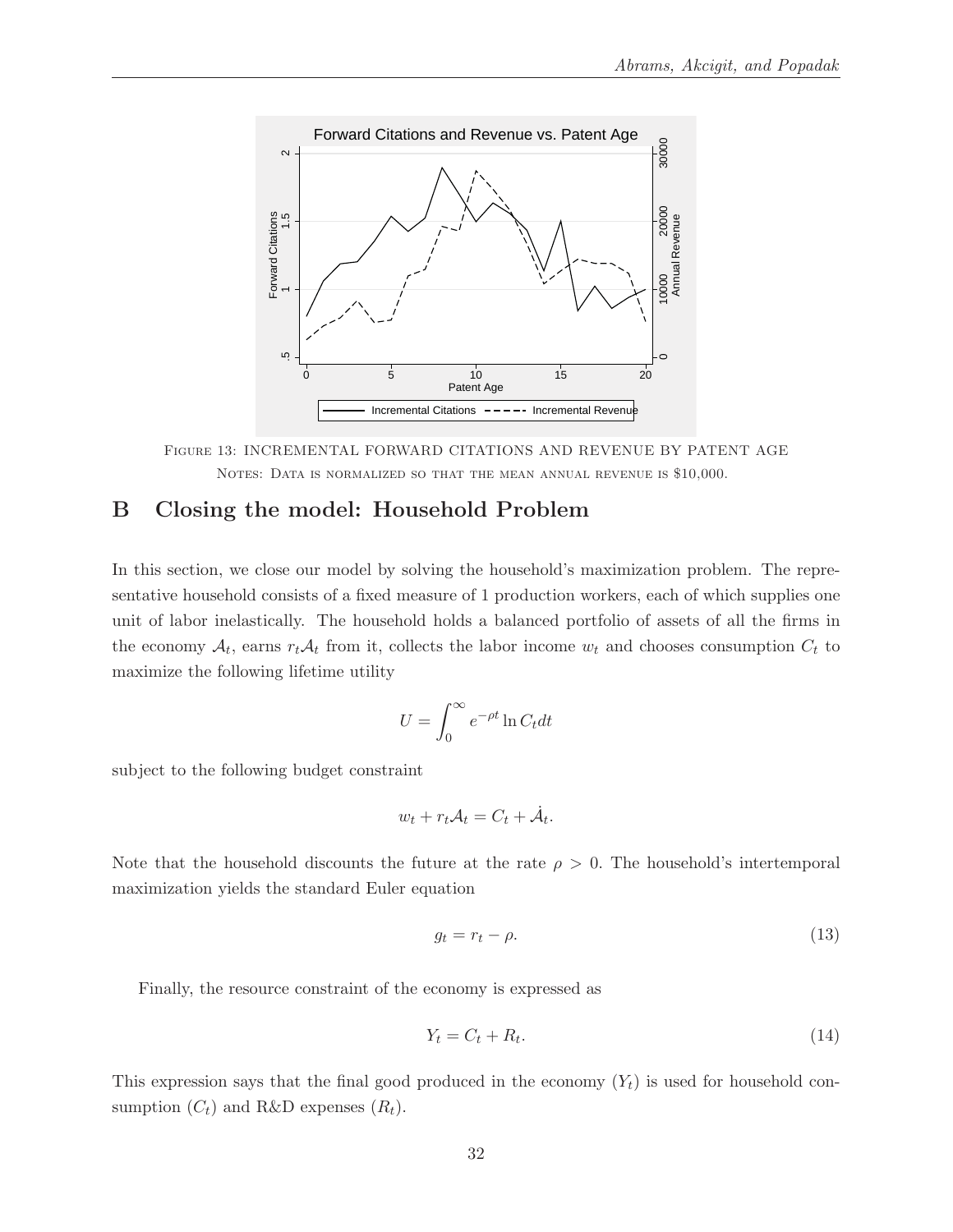FIGURE 13: INCREMENTAL FORWARD CITATIONS AND REVENUE BY PATENT AGE

NOTES: DATA IS NORMALIZED SO THAT THE MEAN ANNUAL REVENUE IS \$10,000.

## B Closing the model: Household Problem

In this section, we close our model by solving the household's maximization problem. The representative household consists of a fixed measure of 1 production workers, each of which supplies one unit of labor inelastically. The household holds a balanced portfolio of assets of all the firms in the economy $\mathcal{A}_t$, earns $r_t\mathcal{A}_t$ from it, collects the labor income $w_t$ and chooses consumption $C_t$ to maximize the following lifetime utility

$$U = \int_0^\infty e^{-\rho t} \ln C_t dt$$

subject to the following budget constraint

$$w_t + r_t\mathcal{A}_t = C_t + \dot{\mathcal{A}}_t.$$

Note that the household discounts the future at the rate $\rho > 0$. The household's intertemporal maximization yields the standard Euler equation

$$g_t = r_t - \rho. \tag{13}$$

Finally, the resource constraint of the economy is expressed as

$$Y_t = C_t + R_t. \tag{14}$$

This expression says that the final good produced in the economy ($Y_t$) is used for household consumption ($C_t$) and R&D expenses ($R_t$).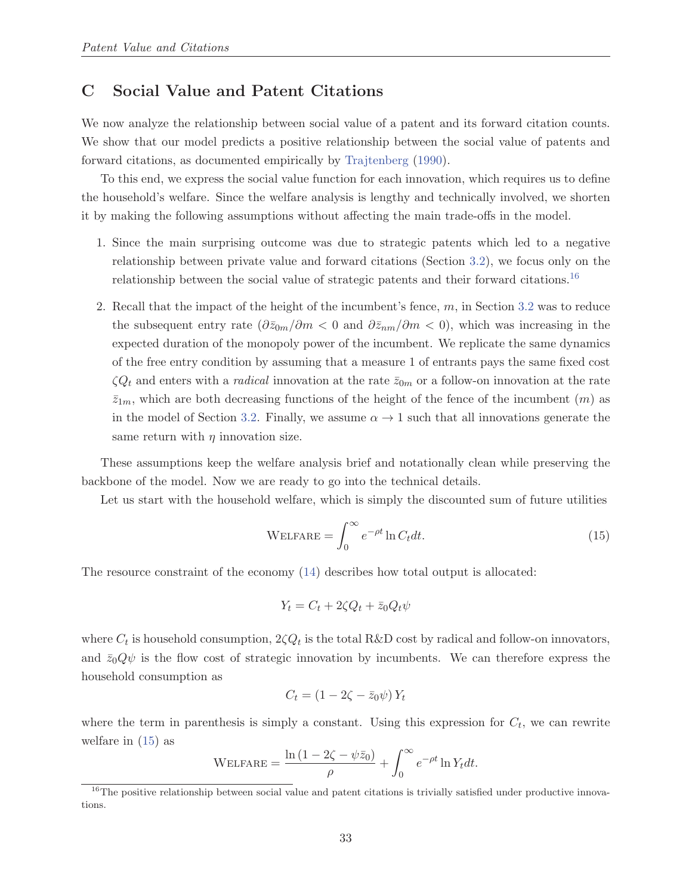## C Social Value and Patent Citations

We now analyze the relationship between social value of a patent and its forward citation counts. We show that our model predicts a positive relationship between the social value of patents and forward citations, as documented empirically by Trajtenberg (1990).

To this end, we express the social value function for each innovation, which requires us to define the household's welfare. Since the welfare analysis is lengthy and technically involved, we shorten it by making the following assumptions without affecting the main trade-offs in the model.

1. Since the main surprising outcome was due to strategic patents which led to a negative relationship between private value and forward citations (Section 3.2), we focus only on the relationship between the social value of strategic patents and their forward citations.[16]
2. Recall that the impact of the height of the incumbent's fence, $m$, in Section 3.2 was to reduce the subsequent entry rate ($\partial \bar{z}_{0m}/\partial m < 0$ and $\partial \bar{z}_{nm}/\partial m < 0$), which was increasing in the expected duration of the monopoly power of the incumbent. We replicate the same dynamics of the free entry condition by assuming that a measure 1 of entrants pays the same fixed cost $\zeta Q_t$ and enters with a *radical* innovation at the rate $\bar{z}_{0m}$ or a follow-on innovation at the rate $\bar{z}_{1m}$, which are both decreasing functions of the height of the fence of the incumbent ($m$) as in the model of Section 3.2. Finally, we assume $\alpha \to 1$ such that all innovations generate the same return with $\eta$ innovation size.

These assumptions keep the welfare analysis brief and notationally clean while preserving the backbone of the model. Now we are ready to go into the technical details.

Let us start with the household welfare, which is simply the discounted sum of future utilities

$$\text{WELFARE} = \int_0^\infty e^{-\rho t} \ln C_t dt. \tag{15}$$

The resource constraint of the economy (14) describes how total output is allocated:

$$Y_t = C_t + 2\zeta Q_t + \bar{z}_0 Q_t \psi$$

where $C_t$ is household consumption, $2\zeta Q_t$ is the total R&D cost by radical and follow-on innovators, and $\bar{z}_0 Q \psi$ is the flow cost of strategic innovation by incumbents. We can therefore express the household consumption as

$$C_t = (1 - 2\zeta - \bar{z}_0 \psi) Y_t$$

where the term in parenthesis is simply a constant. Using this expression for $C_t$, we can rewrite welfare in (15) as

$$\text{WELFARE} = \frac{\ln(1 - 2\zeta - \psi \bar{z}_0)}{\rho} + \int_0^\infty e^{-\rho t} \ln Y_t dt.$$

[16] The positive relationship between social value and patent citations is trivially satisfied under productive innovations.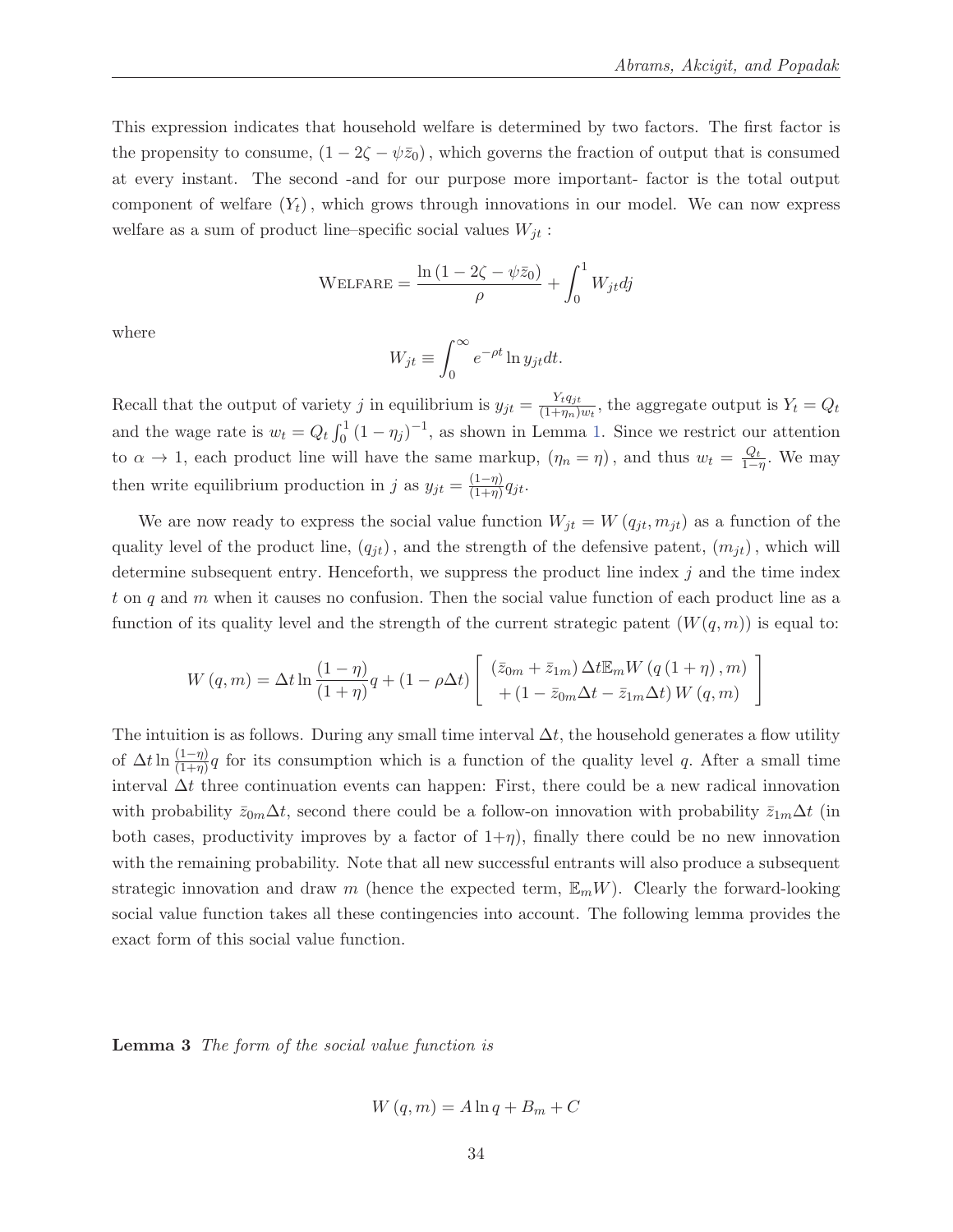This expression indicates that household welfare is determined by two factors. The first factor is the propensity to consume, $(1 - 2\zeta - \psi \bar{z}_0)$, which governs the fraction of output that is consumed at every instant. The second -and for our purpose more important- factor is the total output component of welfare $(Y_t)$, which grows through innovations in our model. We can now express welfare as a sum of product line–specific social values $W_{jt}$ :

$$\text{Welfare} = \frac{\ln(1 - 2\zeta - \psi \bar{z}_0)}{\rho} + \int_0^1 W_{jt} dj$$

where

$$W_{jt} \equiv \int_0^\infty e^{-\rho t} \ln y_{jt} dt.$$

Recall that the output of variety $j$ in equilibrium is $y_{jt} = \frac{Y_t q_{jt}}{(1+\eta_n) w_t}$, the aggregate output is $Y_t = Q_t$ and the wage rate is $w_t = Q_t \int_0^1 (1 - \eta_j)^{-1}$, as shown in Lemma 1. Since we restrict our attention to $\alpha \to 1$, each product line will have the same markup, $(\eta_n = \eta)$, and thus $w_t = \frac{Q_t}{1-\eta}$. We may then write equilibrium production in $j$ as $y_{jt} = \frac{(1-\eta)}{(1+\eta)} q_{jt}$.

We are now ready to express the social value function $W_{jt} = W(q_{jt}, m_{jt})$ as a function of the quality level of the product line, $(q_{jt})$, and the strength of the defensive patent, $(m_{jt})$, which will determine subsequent entry. Henceforth, we suppress the product line index $j$ and the time index $t$ on $q$ and $m$ when it causes no confusion. Then the social value function of each product line as a function of its quality level and the strength of the current strategic patent $(W(q, m))$ is equal to:

$$W(q, m) = \Delta t \ln \frac{(1-\eta)}{(1+\eta)} q + (1 - \rho \Delta t) \left[ \begin{array}{c} (\bar{z}_{0m} + \bar{z}_{1m}) \Delta t \mathbb{E}_m W(q(1+\eta), m) \\ + (1 - \bar{z}_{0m} \Delta t - \bar{z}_{1m} \Delta t) W(q, m) \end{array} \right]$$

The intuition is as follows. During any small time interval $\Delta t$, the household generates a flow utility of $\Delta t \ln \frac{(1-\eta)}{(1+\eta)} q$ for its consumption which is a function of the quality level $q$. After a small time interval $\Delta t$ three continuation events can happen: First, there could be a new radical innovation with probability $\bar{z}_{0m} \Delta t$, second there could be a follow-on innovation with probability $\bar{z}_{1m} \Delta t$ (in both cases, productivity improves by a factor of $1+\eta$), finally there could be no new innovation with the remaining probability. Note that all new successful entrants will also produce a subsequent strategic innovation and draw $m$ (hence the expected term, $\mathbb{E}_m W$). Clearly the forward-looking social value function takes all these contingencies into account. The following lemma provides the exact form of this social value function.

**Lemma 3** *The form of the social value function is*

$$W(q, m) = A \ln q + B_m + C$$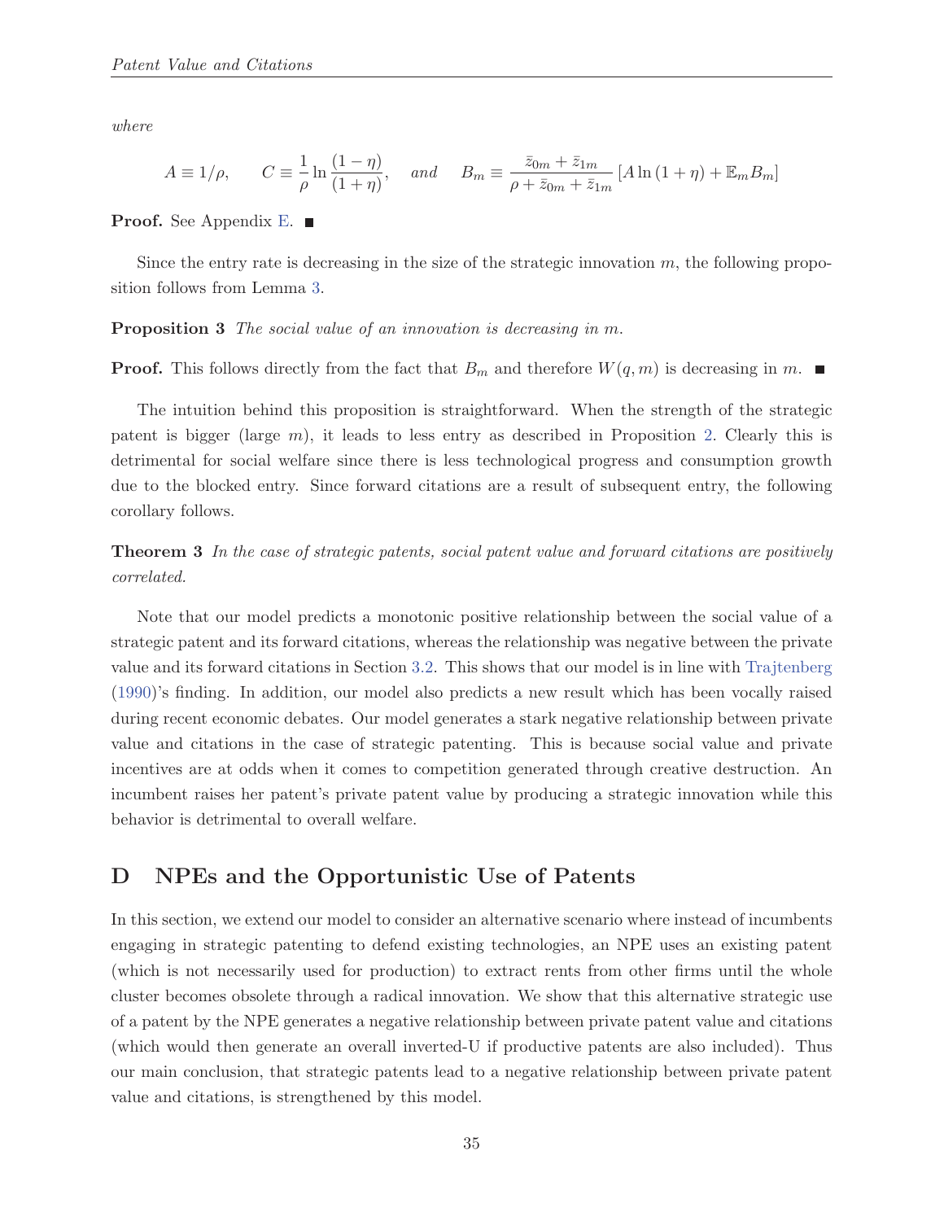*where*

$$A \equiv 1/\rho, \qquad C \equiv \frac{1}{\rho} \ln \frac{(1-\eta)}{(1+\eta)}, \quad \textit{and} \quad B_m \equiv \frac{\bar{z}_{0m} + \bar{z}_{1m}}{\rho + \bar{z}_{0m} + \bar{z}_{1m}} \left[ A \ln (1+\eta) + \mathbb{E}_m B_m \right]$$

**Proof.** See Appendix E. ■

Since the entry rate is decreasing in the size of the strategic innovation $m$, the following proposition follows from Lemma 3.

**Proposition 3** *The social value of an innovation is decreasing in $m$.*

**Proof.** This follows directly from the fact that $B_m$ and therefore $W(q, m)$ is decreasing in $m$. ■

The intuition behind this proposition is straightforward. When the strength of the strategic patent is bigger (large $m$), it leads to less entry as described in Proposition 2. Clearly this is detrimental for social welfare since there is less technological progress and consumption growth due to the blocked entry. Since forward citations are a result of subsequent entry, the following corollary follows.

**Theorem 3** *In the case of strategic patents, social patent value and forward citations are positively correlated.*

Note that our model predicts a monotonic positive relationship between the social value of a strategic patent and its forward citations, whereas the relationship was negative between the private value and its forward citations in Section 3.2. This shows that our model is in line with Trajtenberg (1990)'s finding. In addition, our model also predicts a new result which has been vocally raised during recent economic debates. Our model generates a stark negative relationship between private value and citations in the case of strategic patenting. This is because social value and private incentives are at odds when it comes to competition generated through creative destruction. An incumbent raises her patent's private patent value by producing a strategic innovation while this behavior is detrimental to overall welfare.

## D NPEs and the Opportunistic Use of Patents

In this section, we extend our model to consider an alternative scenario where instead of incumbents engaging in strategic patenting to defend existing technologies, an NPE uses an existing patent (which is not necessarily used for production) to extract rents from other firms until the whole cluster becomes obsolete through a radical innovation. We show that this alternative strategic use of a patent by the NPE generates a negative relationship between private patent value and citations (which would then generate an overall inverted-U if productive patents are also included). Thus our main conclusion, that strategic patents lead to a negative relationship between private patent value and citations, is strengthened by this model.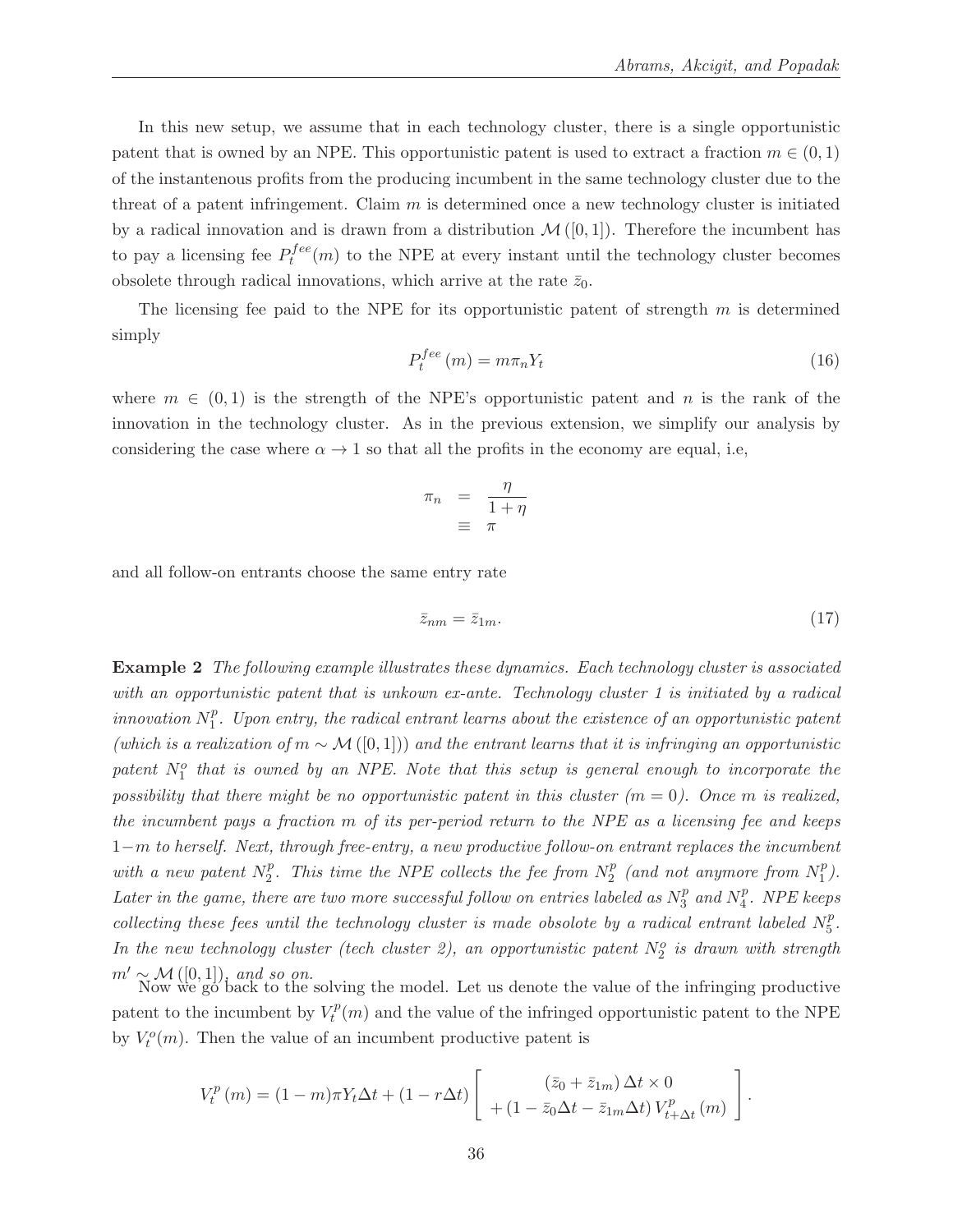In this new setup, we assume that in each technology cluster, there is a single opportunistic patent that is owned by an NPE. This opportunistic patent is used to extract a fraction $m \in (0,1)$ of the instantenous profits from the producing incumbent in the same technology cluster due to the threat of a patent infringement. Claim $m$ is determined once a new technology cluster is initiated by a radical innovation and is drawn from a distribution $\mathcal{M}([0,1])$. Therefore the incumbent has to pay a licensing fee $P_t^{fee}(m)$ to the NPE at every instant until the technology cluster becomes obsolete through radical innovations, which arrive at the rate $\bar{z}_0$.

The licensing fee paid to the NPE for its opportunistic patent of strength $m$ is determined simply

$$P_t^{fee}(m) = m\pi_n Y_t \tag{16}$$

where $m \in (0,1)$ is the strength of the NPE's opportunistic patent and $n$ is the rank of the innovation in the technology cluster. As in the previous extension, we simplify our analysis by considering the case where $\alpha \to 1$ so that all the profits in the economy are equal, i.e,

$$\begin{aligned} \pi_n &= \frac{\eta}{1+\eta} \\ &\equiv \pi \end{aligned}$$

and all follow-on entrants choose the same entry rate

$$\bar{z}_{nm} = \bar{z}_{1m}. \tag{17}$$

**Example 2** *The following example illustrates these dynamics. Each technology cluster is associated with an opportunistic patent that is unkown ex-ante. Technology cluster 1 is initiated by a radical innovation $N_1^p$. Upon entry, the radical entrant learns about the existence of an opportunistic patent (which is a realization of $m \sim \mathcal{M}([0,1])$) and the entrant learns that it is infringing an opportunistic patent $N_1^o$ that is owned by an NPE. Note that this setup is general enough to incorporate the possibility that there might be no opportunistic patent in this cluster ($m = 0$). Once $m$ is realized, the incumbent pays a fraction $m$ of its per-period return to the NPE as a licensing fee and keeps $1-m$ to herself. Next, through free-entry, a new productive follow-on entrant replaces the incumbent with a new patent $N_2^p$. This time the NPE collects the fee from $N_2^p$ (and not anymore from $N_1^p$). Later in the game, there are two more successful follow on entries labeled as $N_3^p$ and $N_4^p$. NPE keeps collecting these fees until the technology cluster is made obsolote by a radical entrant labeled $N_5^p$. In the new technology cluster (tech cluster 2), an opportunistic patent $N_2^o$ is drawn with strength $m' \sim \mathcal{M}([0,1])$, and so on.*

Now we go back to the solving the model. Let us denote the value of the infringing productive patent to the incumbent by $V_t^p(m)$ and the value of the infringed opportunistic patent to the NPE by $V_t^o(m)$. Then the value of an incumbent productive patent is

$$V_t^p(m) = (1-m)\pi Y_t \Delta t + (1 - r\Delta t) \left[ \begin{array}{c} (\bar{z}_0 + \bar{z}_{1m}) \Delta t \times 0 \\ + (1 - \bar{z}_0 \Delta t - \bar{z}_{1m} \Delta t) V_{t+\Delta t}^p(m) \end{array} \right].$$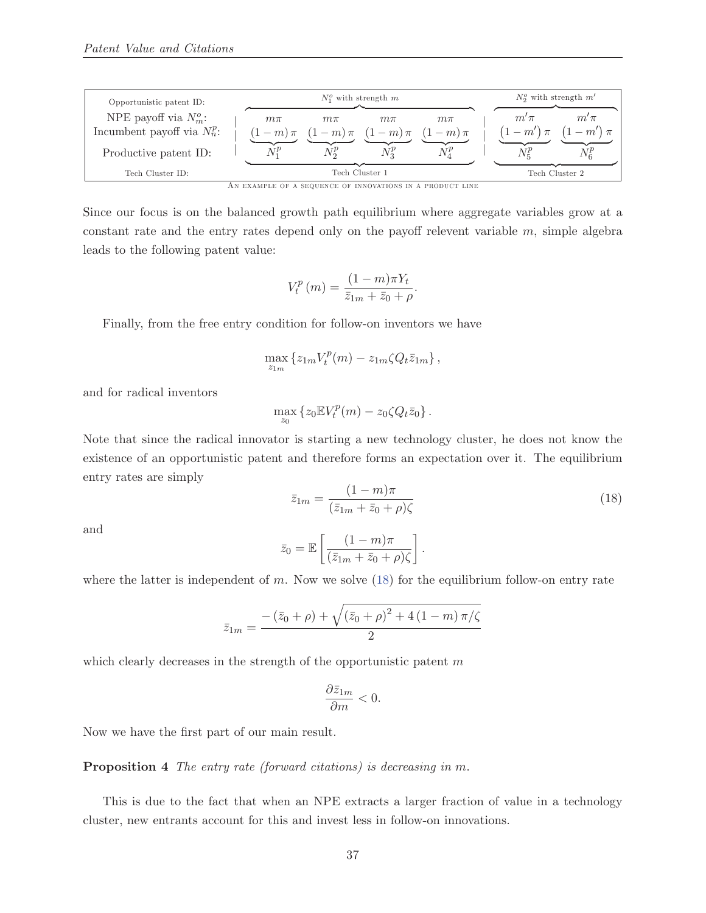| Opportunistic patent ID: | $N_1^o$ with strength $m$ | | | | $N_2^o$ with strength $m'$ | |
|---|---|---|---|---|---|---|
| NPE payoff via $N_m^o$: | $m\pi$ | $m\pi$ | $m\pi$ | $m\pi$ | $m'\pi$ | $m'\pi$ |
| Incumbent payoff via $N_n^p$: | $(1-m)\pi$ | $(1-m)\pi$ | $(1-m)\pi$ | $(1-m)\pi$ | $(1-m')\pi$ | $(1-m')\pi$ |
| Productive patent ID: | $N_1^p$ | $N_2^p$ | $N_3^p$ | $N_4^p$ | $N_5^p$ | $N_6^p$ |
| Tech Cluster ID: | Tech Cluster 1 | | | | Tech Cluster 2 | |

An example of a sequence of innovations in a product line

Since our focus is on the balanced growth path equilibrium where aggregate variables grow at a constant rate and the entry rates depend only on the payoff relevent variable $m$, simple algebra leads to the following patent value:

$$V_t^p(m) = \frac{(1-m)\pi Y_t}{\bar{z}_{1m} + \bar{z}_0 + \rho}.$$

Finally, from the free entry condition for follow-on inventors we have

$$\max_{z_{1m}} \left\{ z_{1m} V_t^p(m) - z_{1m} \zeta Q_t \bar{z}_{1m} \right\},$$

and for radical inventors

$$\max_{z_0} \left\{ z_0 \mathbb{E} V_t^p(m) - z_0 \zeta Q_t \bar{z}_0 \right\}.$$

Note that since the radical innovator is starting a new technology cluster, he does not know the existence of an opportunistic patent and therefore forms an expectation over it. The equilibrium entry rates are simply

$$\bar{z}_{1m} = \frac{(1-m)\pi}{(\bar{z}_{1m} + \bar{z}_0 + \rho)\zeta} \tag{18}$$

and

$$\bar{z}_0 = \mathbb{E}\left[\frac{(1-m)\pi}{(\bar{z}_{1m} + \bar{z}_0 + \rho)\zeta}\right].$$

where the latter is independent of $m$. Now we solve (18) for the equilibrium follow-on entry rate

$$\bar{z}_{1m} = \frac{-(\bar{z}_0 + \rho) + \sqrt{(\bar{z}_0 + \rho)^2 + 4(1-m)\pi/\zeta}}{2}$$

which clearly decreases in the strength of the opportunistic patent $m$

$$\frac{\partial \bar{z}_{1m}}{\partial m} < 0.$$

Now we have the first part of our main result.

**Proposition 4** *The entry rate (forward citations) is decreasing in m.*

This is due to the fact that when an NPE extracts a larger fraction of value in a technology cluster, new entrants account for this and invest less in follow-on innovations.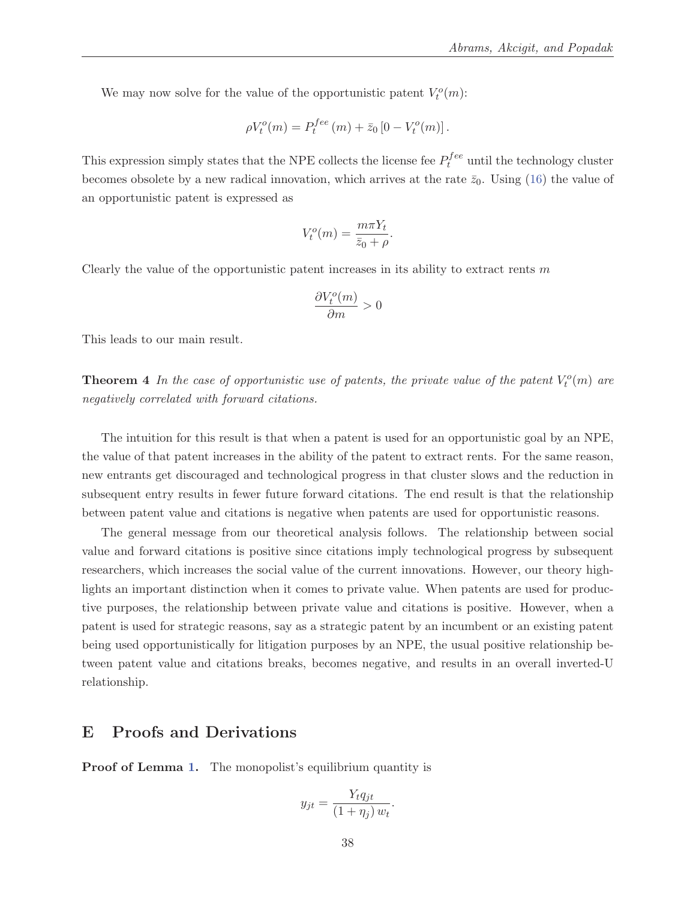We may now solve for the value of the opportunistic patent $V_t^o(m)$:

$$\rho V_t^o(m) = P_t^{fee}(m) + \bar{z}_0 \left[0 - V_t^o(m)\right].$$

This expression simply states that the NPE collects the license fee $P_t^{fee}$ until the technology cluster becomes obsolete by a new radical innovation, which arrives at the rate $\bar{z}_0$. Using (16) the value of an opportunistic patent is expressed as

$$V_t^o(m) = \frac{m\pi Y_t}{\bar{z}_0 + \rho}.$$

Clearly the value of the opportunistic patent increases in its ability to extract rents $m$

$$\frac{\partial V_t^o(m)}{\partial m} > 0$$

This leads to our main result.

**Theorem 4** *In the case of opportunistic use of patents, the private value of the patent $V_t^o(m)$ are negatively correlated with forward citations.*

The intuition for this result is that when a patent is used for an opportunistic goal by an NPE, the value of that patent increases in the ability of the patent to extract rents. For the same reason, new entrants get discouraged and technological progress in that cluster slows and the reduction in subsequent entry results in fewer future forward citations. The end result is that the relationship between patent value and citations is negative when patents are used for opportunistic reasons.

The general message from our theoretical analysis follows. The relationship between social value and forward citations is positive since citations imply technological progress by subsequent researchers, which increases the social value of the current innovations. However, our theory highlights an important distinction when it comes to private value. When patents are used for productive purposes, the relationship between private value and citations is positive. However, when a patent is used for strategic reasons, say as a strategic patent by an incumbent or an existing patent being used opportunistically for litigation purposes by an NPE, the usual positive relationship between patent value and citations breaks, becomes negative, and results in an overall inverted-U relationship.

## E Proofs and Derivations

**Proof of Lemma 1.** The monopolist's equilibrium quantity is

$$y_{jt} = \frac{Y_t q_{jt}}{(1+\eta_j)\, w_t}.$$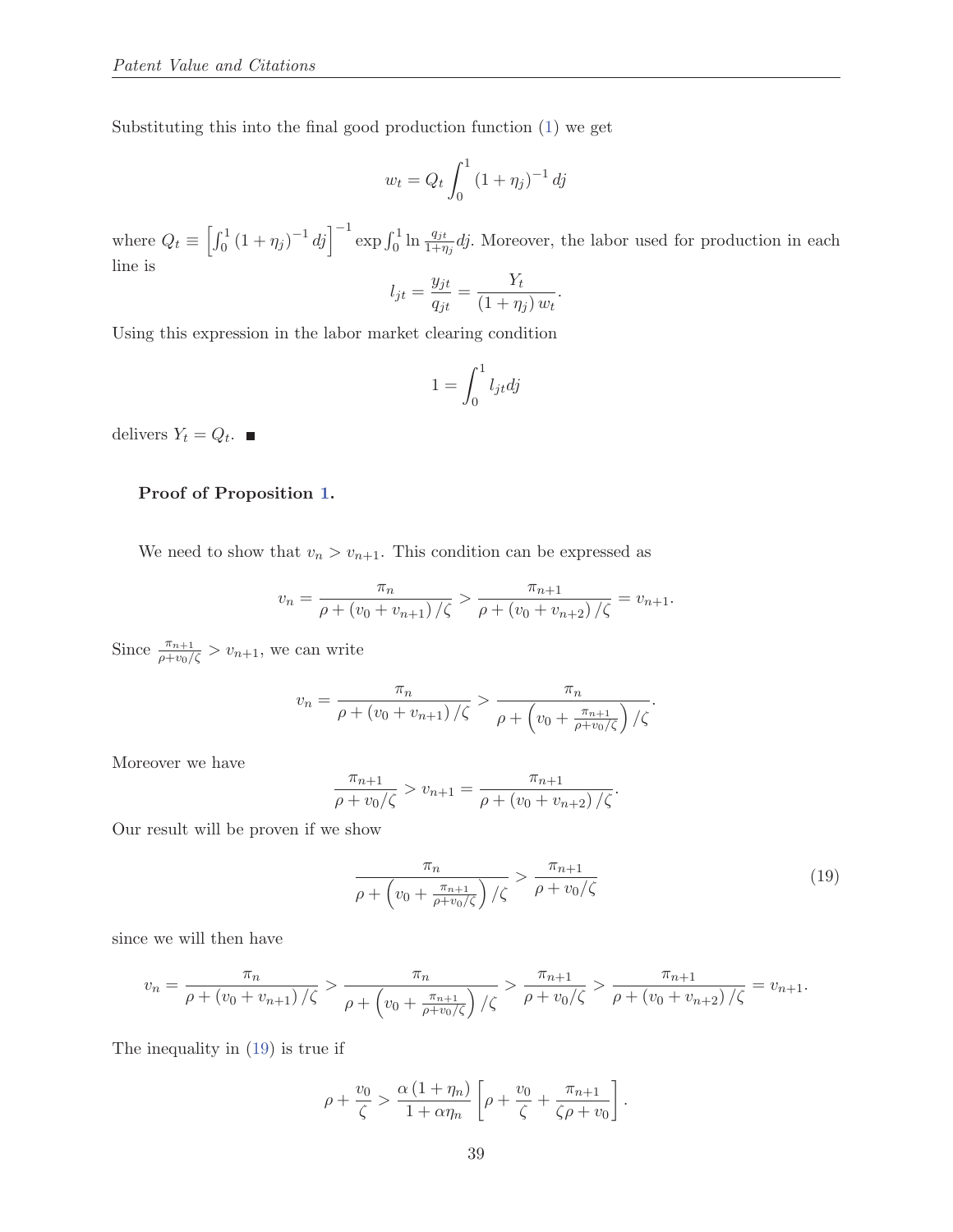Substituting this into the final good production function (1) we get

$$w_t = Q_t \int_0^1 (1+\eta_j)^{-1} dj$$

where $Q_t \equiv \left[\int_0^1 (1+\eta_j)^{-1} dj\right]^{-1} \exp \int_0^1 \ln \frac{q_{jt}}{1+\eta_j} dj$. Moreover, the labor used for production in each line is

$$l_{jt} = \frac{y_{jt}}{q_{jt}} = \frac{Y_t}{(1+\eta_j)\, w_t}.$$

Using this expression in the labor market clearing condition

$$1 = \int_0^1 l_{jt} dj$$

delivers $Y_t = Q_t$. ■

**Proof of Proposition 1.**

We need to show that $v_n > v_{n+1}$. This condition can be expressed as

$$v_n = \frac{\pi_n}{\rho + (v_0 + v_{n+1})/\zeta} > \frac{\pi_{n+1}}{\rho + (v_0 + v_{n+2})/\zeta} = v_{n+1}.$$

Since $\frac{\pi_{n+1}}{\rho + v_0/\zeta} > v_{n+1}$, we can write

$$v_n = \frac{\pi_n}{\rho + (v_0 + v_{n+1})/\zeta} > \frac{\pi_n}{\rho + \left(v_0 + \frac{\pi_{n+1}}{\rho + v_0/\zeta}\right)/\zeta}.$$

Moreover we have

$$\frac{\pi_{n+1}}{\rho + v_0/\zeta} > v_{n+1} = \frac{\pi_{n+1}}{\rho + (v_0 + v_{n+2})/\zeta}.$$

Our result will be proven if we show

$$\frac{\pi_n}{\rho + \left(v_0 + \frac{\pi_{n+1}}{\rho + v_0/\zeta}\right)/\zeta} > \frac{\pi_{n+1}}{\rho + v_0/\zeta} \tag{19}$$

since we will then have

$$v_n = \frac{\pi_n}{\rho + (v_0 + v_{n+1})/\zeta} > \frac{\pi_n}{\rho + \left(v_0 + \frac{\pi_{n+1}}{\rho + v_0/\zeta}\right)/\zeta} > \frac{\pi_{n+1}}{\rho + v_0/\zeta} > \frac{\pi_{n+1}}{\rho + (v_0 + v_{n+2})/\zeta} = v_{n+1}.$$

The inequality in (19) is true if

$$\rho + \frac{v_0}{\zeta} > \frac{\alpha(1+\eta_n)}{1+\alpha\eta_n}\left[\rho + \frac{v_0}{\zeta} + \frac{\pi_{n+1}}{\zeta\rho + v_0}\right].$$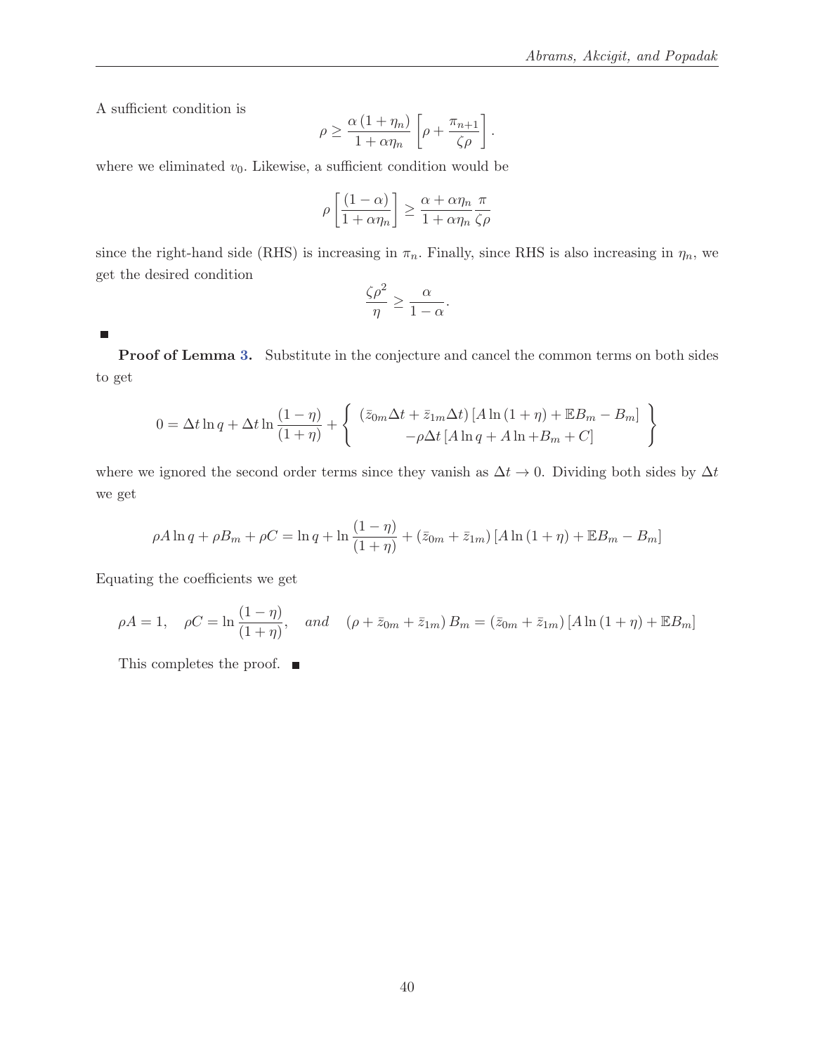A sufficient condition is

$$\rho \geq \frac{\alpha(1+\eta_n)}{1+\alpha\eta_n}\left[\rho + \frac{\pi_{n+1}}{\zeta\rho}\right].$$

where we eliminated $v_0$. Likewise, a sufficient condition would be

$$\rho\left[\frac{(1-\alpha)}{1+\alpha\eta_n}\right] \geq \frac{\alpha+\alpha\eta_n}{1+\alpha\eta_n}\frac{\pi}{\zeta\rho}$$

since the right-hand side (RHS) is increasing in $\pi_n$. Finally, since RHS is also increasing in $\eta_n$, we get the desired condition

$$\frac{\zeta\rho^2}{\eta} \geq \frac{\alpha}{1-\alpha}.$$

■

**Proof of Lemma 3.** Substitute in the conjecture and cancel the common terms on both sides to get

$$0 = \Delta t \ln q + \Delta t \ln\frac{(1-\eta)}{(1+\eta)} + \left\{ \begin{array}{c} (\bar{z}_{0m}\Delta t + \bar{z}_{1m}\Delta t)\left[A\ln(1+\eta) + \mathbb{E}B_m - B_m\right] \\ -\rho\Delta t\left[A\ln q + A\ln + B_m + C\right] \end{array} \right\}$$

where we ignored the second order terms since they vanish as $\Delta t \to 0$. Dividing both sides by $\Delta t$ we get

$$\rho A \ln q + \rho B_m + \rho C = \ln q + \ln\frac{(1-\eta)}{(1+\eta)} + (\bar{z}_{0m} + \bar{z}_{1m})\left[A\ln(1+\eta) + \mathbb{E}B_m - B_m\right]$$

Equating the coefficients we get

$$\rho A = 1, \quad \rho C = \ln\frac{(1-\eta)}{(1+\eta)}, \quad \textit{and} \quad (\rho + \bar{z}_{0m} + \bar{z}_{1m})B_m = (\bar{z}_{0m} + \bar{z}_{1m})\left[A\ln(1+\eta) + \mathbb{E}B_m\right]$$

This completes the proof. ■